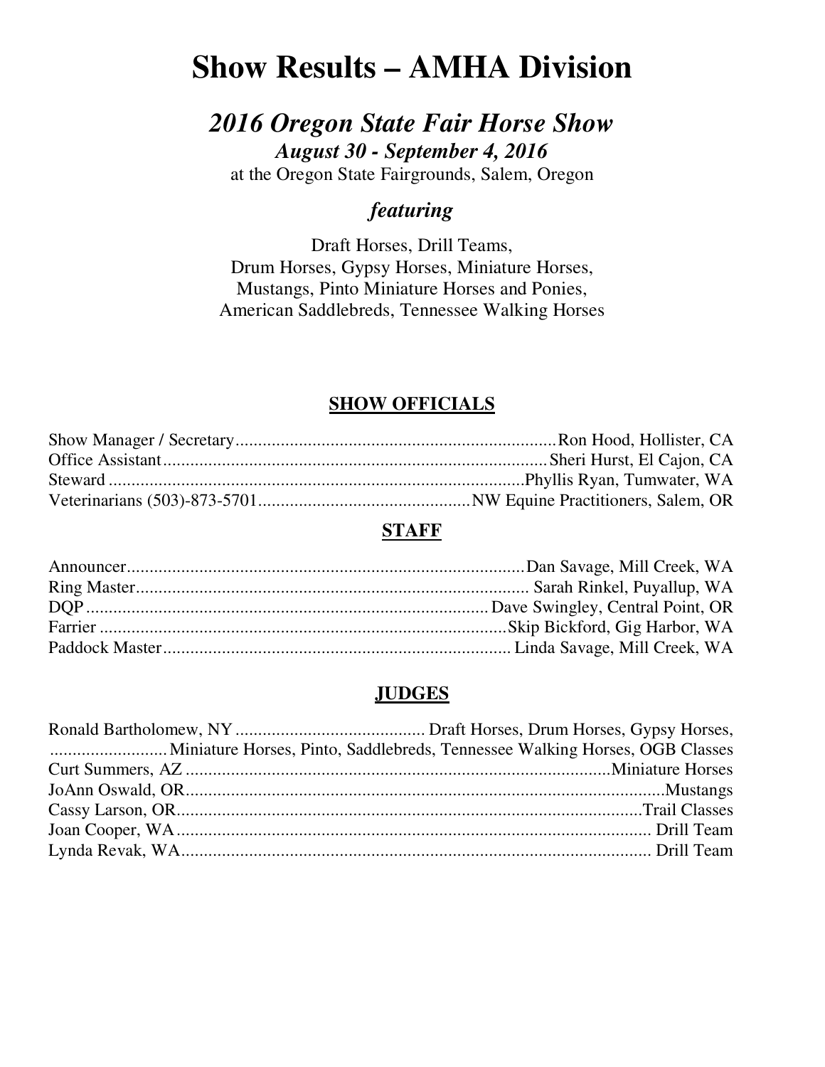# Show Results – AMHA Division

## *2016 Oregon State Fair Horse Show*

***August 30 - September 4, 2016***

at the Oregon State Fairgrounds, Salem, Oregon

### *featuring*

Draft Horses, Drill Teams,
Drum Horses, Gypsy Horses, Miniature Horses,
Mustangs, Pinto Miniature Horses and Ponies,
American Saddlebreds, Tennessee Walking Horses

### SHOW OFFICIALS

Show Manager / Secretary........................................................................Ron Hood, Hollister, CA
Office Assistant.....................................................................................Sheri Hurst, El Cajon, CA
Steward ..............................................................................................Phyllis Ryan, Tumwater, WA
Veterinarians (503)-873-5701...............................................NW Equine Practitioners, Salem, OR

### STAFF

Announcer...........................................................................................Dan Savage, Mill Creek, WA
Ring Master.......................................................................................... Sarah Rinkel, Puyallup, WA
DQP ..........................................................................................Dave Swingley, Central Point, OR
Farrier ..............................................................................................Skip Bickford, Gig Harbor, WA
Paddock Master............................................................................. Linda Savage, Mill Creek, WA

### JUDGES

Ronald Bartholomew, NY .......................................... Draft Horses, Drum Horses, Gypsy Horses,
.......................... Miniature Horses, Pinto, Saddlebreds, Tennessee Walking Horses, OGB Classes
Curt Summers, AZ ..........................................................................................Miniature Horses
JoAnn Oswald, OR.....................................................................................................Mustangs
Cassy Larson, OR...................................................................................................Trail Classes
Joan Cooper, WA............................................................................................... Drill Team
Lynda Revak, WA............................................................................................... Drill Team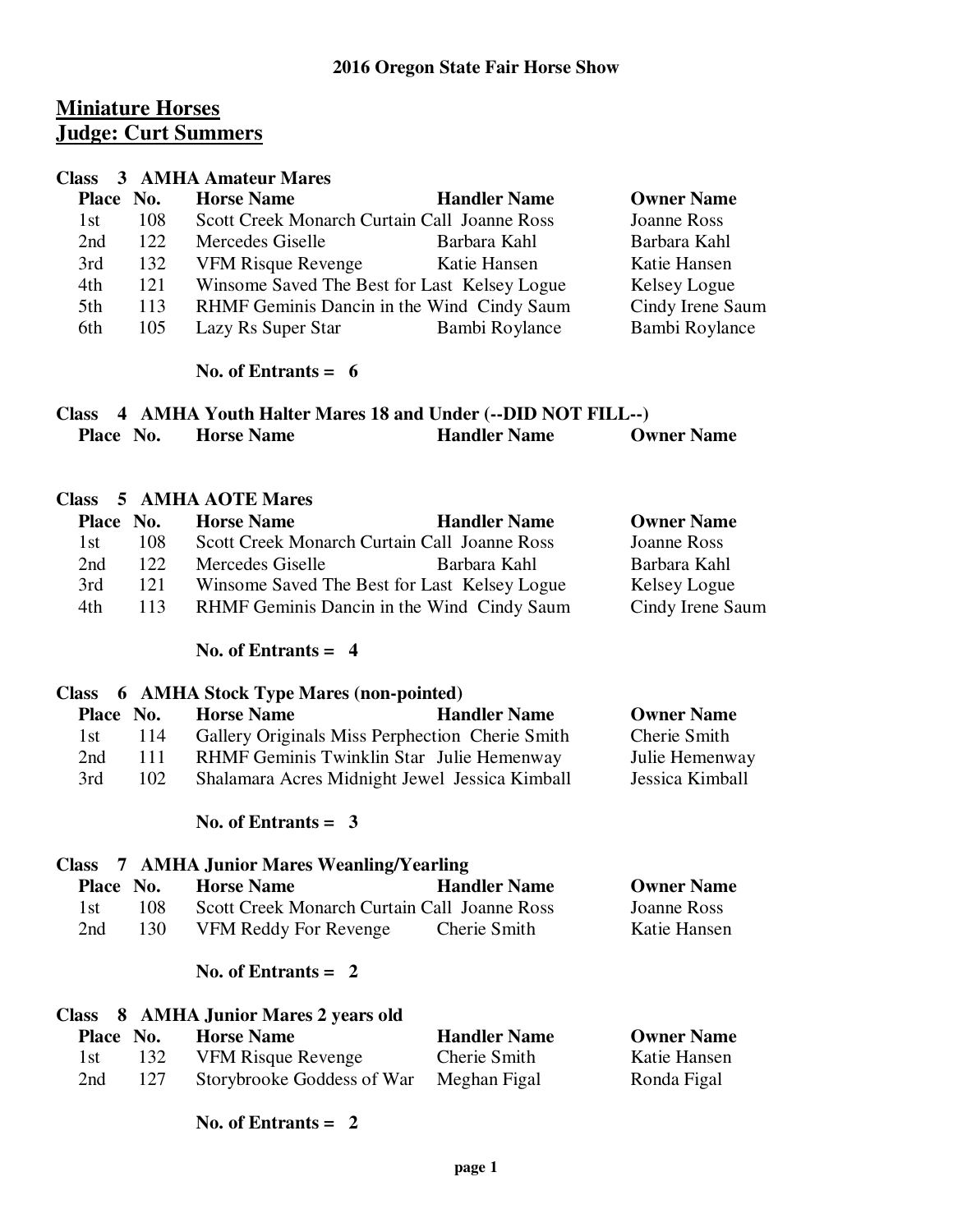## 2016 Oregon State Fair Horse Show

# Miniature Horses
# Judge: Curt Summers

### Class 3 AMHA Amateur Mares

| Place | No. | Horse Name | Handler Name | Owner Name |
|---|---|---|---|---|
| 1st | 108 | Scott Creek Monarch Curtain Call | Joanne Ross | Joanne Ross |
| 2nd | 122 | Mercedes Giselle | Barbara Kahl | Barbara Kahl |
| 3rd | 132 | VFM Risque Revenge | Katie Hansen | Katie Hansen |
| 4th | 121 | Winsome Saved The Best for Last | Kelsey Logue | Kelsey Logue |
| 5th | 113 | RHMF Geminis Dancin in the Wind | Cindy Saum | Cindy Irene Saum |
| 6th | 105 | Lazy Rs Super Star | Bambi Roylance | Bambi Roylance |

**No. of Entrants = 6**

### Class 4 AMHA Youth Halter Mares 18 and Under (--DID NOT FILL--)

| Place | No. | Horse Name | Handler Name | Owner Name |
|---|---|---|---|---|

### Class 5 AMHA AOTE Mares

| Place | No. | Horse Name | Handler Name | Owner Name |
|---|---|---|---|---|
| 1st | 108 | Scott Creek Monarch Curtain Call | Joanne Ross | Joanne Ross |
| 2nd | 122 | Mercedes Giselle | Barbara Kahl | Barbara Kahl |
| 3rd | 121 | Winsome Saved The Best for Last | Kelsey Logue | Kelsey Logue |
| 4th | 113 | RHMF Geminis Dancin in the Wind | Cindy Saum | Cindy Irene Saum |

**No. of Entrants = 4**

### Class 6 AMHA Stock Type Mares (non-pointed)

| Place | No. | Horse Name | Handler Name | Owner Name |
|---|---|---|---|---|
| 1st | 114 | Gallery Originals Miss Perphection | Cherie Smith | Cherie Smith |
| 2nd | 111 | RHMF Geminis Twinklin Star | Julie Hemenway | Julie Hemenway |
| 3rd | 102 | Shalamara Acres Midnight Jewel | Jessica Kimball | Jessica Kimball |

**No. of Entrants = 3**

### Class 7 AMHA Junior Mares Weanling/Yearling

| Place | No. | Horse Name | Handler Name | Owner Name |
|---|---|---|---|---|
| 1st | 108 | Scott Creek Monarch Curtain Call | Joanne Ross | Joanne Ross |
| 2nd | 130 | VFM Reddy For Revenge | Cherie Smith | Katie Hansen |

**No. of Entrants = 2**

### Class 8 AMHA Junior Mares 2 years old

| Place | No. | Horse Name | Handler Name | Owner Name |
|---|---|---|---|---|
| 1st | 132 | VFM Risque Revenge | Cherie Smith | Katie Hansen |
| 2nd | 127 | Storybrooke Goddess of War | Meghan Figal | Ronda Figal |

**No. of Entrants = 2**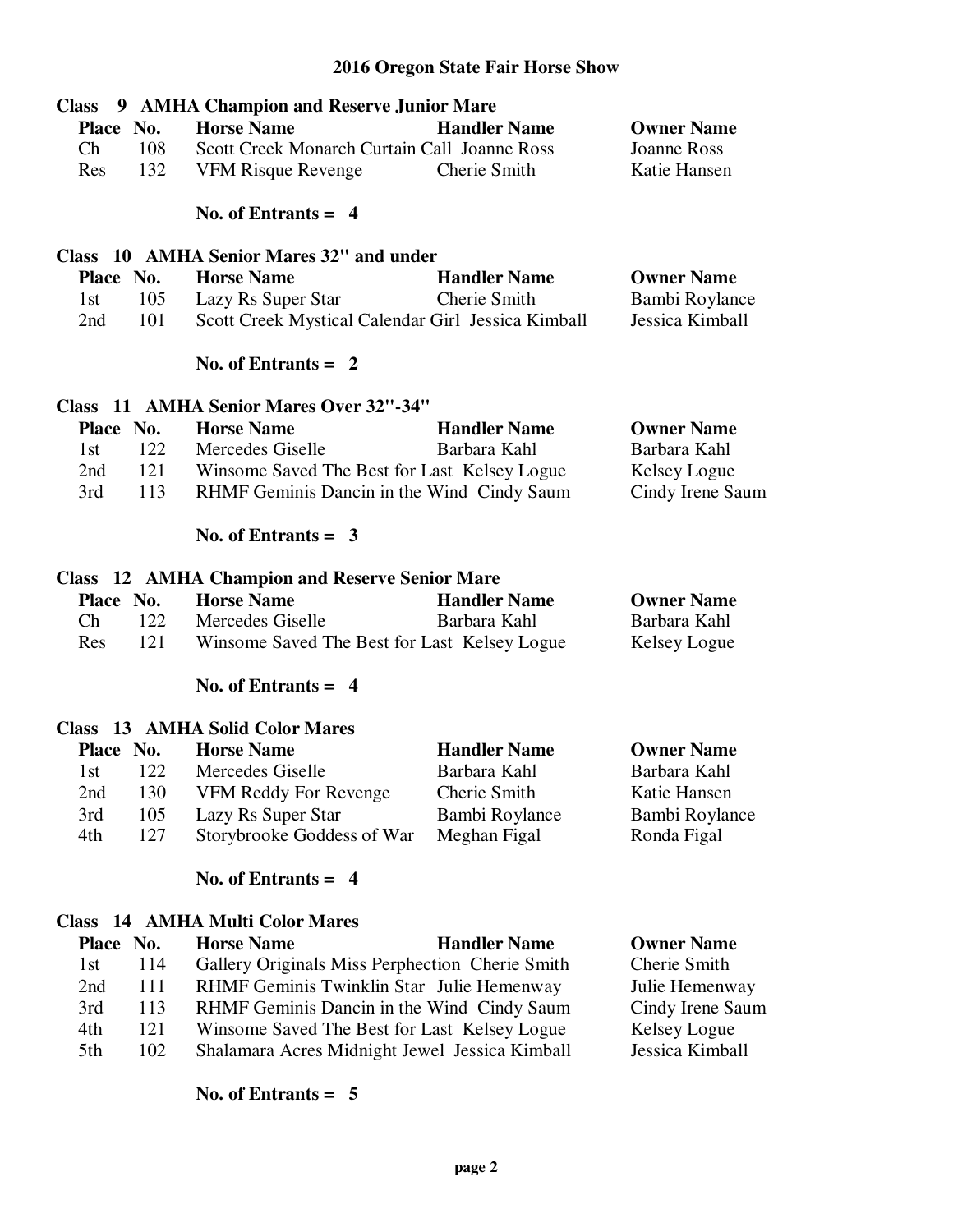# 2016 Oregon State Fair Horse Show

## Class 9 AMHA Champion and Reserve Junior Mare

| Place | No. | Horse Name | Handler Name | Owner Name |
|---|---|---|---|---|
| Ch | 108 | Scott Creek Monarch Curtain Call | Joanne Ross | Joanne Ross |
| Res | 132 | VFM Risque Revenge | Cherie Smith | Katie Hansen |

**No. of Entrants = 4**

## Class 10 AMHA Senior Mares 32" and under

| Place | No. | Horse Name | Handler Name | Owner Name |
|---|---|---|---|---|
| 1st | 105 | Lazy Rs Super Star | Cherie Smith | Bambi Roylance |
| 2nd | 101 | Scott Creek Mystical Calendar Girl | Jessica Kimball | Jessica Kimball |

**No. of Entrants = 2**

## Class 11 AMHA Senior Mares Over 32"-34"

| Place | No. | Horse Name | Handler Name | Owner Name |
|---|---|---|---|---|
| 1st | 122 | Mercedes Giselle | Barbara Kahl | Barbara Kahl |
| 2nd | 121 | Winsome Saved The Best for Last | Kelsey Logue | Kelsey Logue |
| 3rd | 113 | RHMF Geminis Dancin in the Wind | Cindy Saum | Cindy Irene Saum |

**No. of Entrants = 3**

## Class 12 AMHA Champion and Reserve Senior Mare

| Place | No. | Horse Name | Handler Name | Owner Name |
|---|---|---|---|---|
| Ch | 122 | Mercedes Giselle | Barbara Kahl | Barbara Kahl |
| Res | 121 | Winsome Saved The Best for Last | Kelsey Logue | Kelsey Logue |

**No. of Entrants = 4**

## Class 13 AMHA Solid Color Mares

| Place | No. | Horse Name | Handler Name | Owner Name |
|---|---|---|---|---|
| 1st | 122 | Mercedes Giselle | Barbara Kahl | Barbara Kahl |
| 2nd | 130 | VFM Reddy For Revenge | Cherie Smith | Katie Hansen |
| 3rd | 105 | Lazy Rs Super Star | Bambi Roylance | Bambi Roylance |
| 4th | 127 | Storybrooke Goddess of War | Meghan Figal | Ronda Figal |

**No. of Entrants = 4**

## Class 14 AMHA Multi Color Mares

| Place | No. | Horse Name | Handler Name | Owner Name |
|---|---|---|---|---|
| 1st | 114 | Gallery Originals Miss Perphection | Cherie Smith | Cherie Smith |
| 2nd | 111 | RHMF Geminis Twinklin Star | Julie Hemenway | Julie Hemenway |
| 3rd | 113 | RHMF Geminis Dancin in the Wind | Cindy Saum | Cindy Irene Saum |
| 4th | 121 | Winsome Saved The Best for Last | Kelsey Logue | Kelsey Logue |
| 5th | 102 | Shalamara Acres Midnight Jewel | Jessica Kimball | Jessica Kimball |

**No. of Entrants = 5**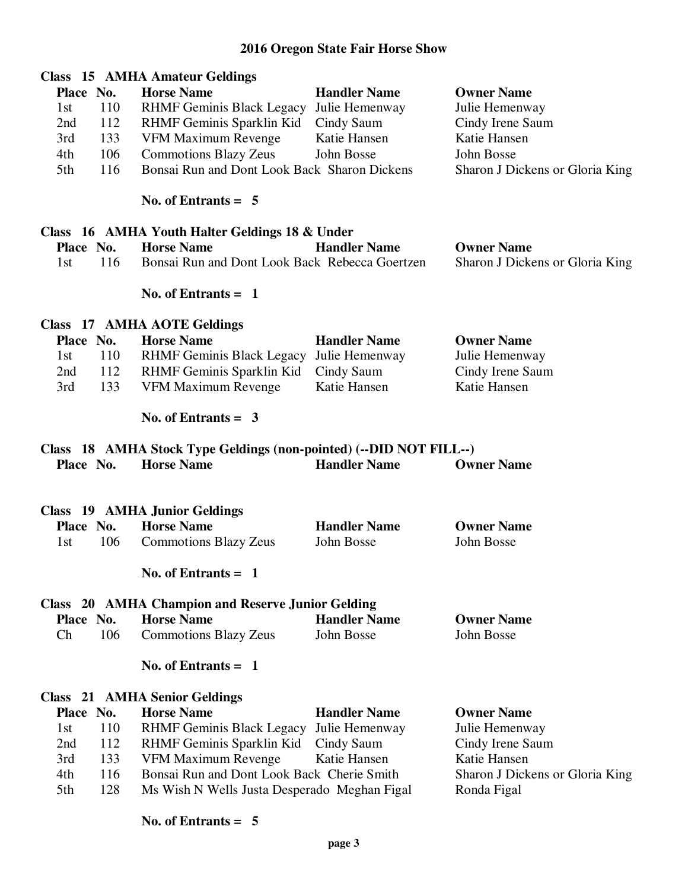# 2016 Oregon State Fair Horse Show

## Class 15 AMHA Amateur Geldings

| Place | No. | Horse Name | Handler Name | Owner Name |
|---|---|---|---|---|
| 1st | 110 | RHMF Geminis Black Legacy | Julie Hemenway | Julie Hemenway |
| 2nd | 112 | RHMF Geminis Sparklin Kid | Cindy Saum | Cindy Irene Saum |
| 3rd | 133 | VFM Maximum Revenge | Katie Hansen | Katie Hansen |
| 4th | 106 | Commotions Blazy Zeus | John Bosse | John Bosse |
| 5th | 116 | Bonsai Run and Dont Look Back | Sharon Dickens | Sharon J Dickens or Gloria King |

**No. of Entrants = 5**

## Class 16 AMHA Youth Halter Geldings 18 & Under

| Place | No. | Horse Name | Handler Name | Owner Name |
|---|---|---|---|---|
| 1st | 116 | Bonsai Run and Dont Look Back | Rebecca Goertzen | Sharon J Dickens or Gloria King |

**No. of Entrants = 1**

## Class 17 AMHA AOTE Geldings

| Place | No. | Horse Name | Handler Name | Owner Name |
|---|---|---|---|---|
| 1st | 110 | RHMF Geminis Black Legacy | Julie Hemenway | Julie Hemenway |
| 2nd | 112 | RHMF Geminis Sparklin Kid | Cindy Saum | Cindy Irene Saum |
| 3rd | 133 | VFM Maximum Revenge | Katie Hansen | Katie Hansen |

**No. of Entrants = 3**

## Class 18 AMHA Stock Type Geldings (non-pointed) (--DID NOT FILL--)

| Place | No. | Horse Name | Handler Name | Owner Name |
|---|---|---|---|---|

## Class 19 AMHA Junior Geldings

| Place | No. | Horse Name | Handler Name | Owner Name |
|---|---|---|---|---|
| 1st | 106 | Commotions Blazy Zeus | John Bosse | John Bosse |

**No. of Entrants = 1**

## Class 20 AMHA Champion and Reserve Junior Gelding

| Place | No. | Horse Name | Handler Name | Owner Name |
|---|---|---|---|---|
| Ch | 106 | Commotions Blazy Zeus | John Bosse | John Bosse |

**No. of Entrants = 1**

## Class 21 AMHA Senior Geldings

| Place | No. | Horse Name | Handler Name | Owner Name |
|---|---|---|---|---|
| 1st | 110 | RHMF Geminis Black Legacy | Julie Hemenway | Julie Hemenway |
| 2nd | 112 | RHMF Geminis Sparklin Kid | Cindy Saum | Cindy Irene Saum |
| 3rd | 133 | VFM Maximum Revenge | Katie Hansen | Katie Hansen |
| 4th | 116 | Bonsai Run and Dont Look Back | Cherie Smith | Sharon J Dickens or Gloria King |
| 5th | 128 | Ms Wish N Wells Justa Desperado | Meghan Figal | Ronda Figal |

**No. of Entrants = 5**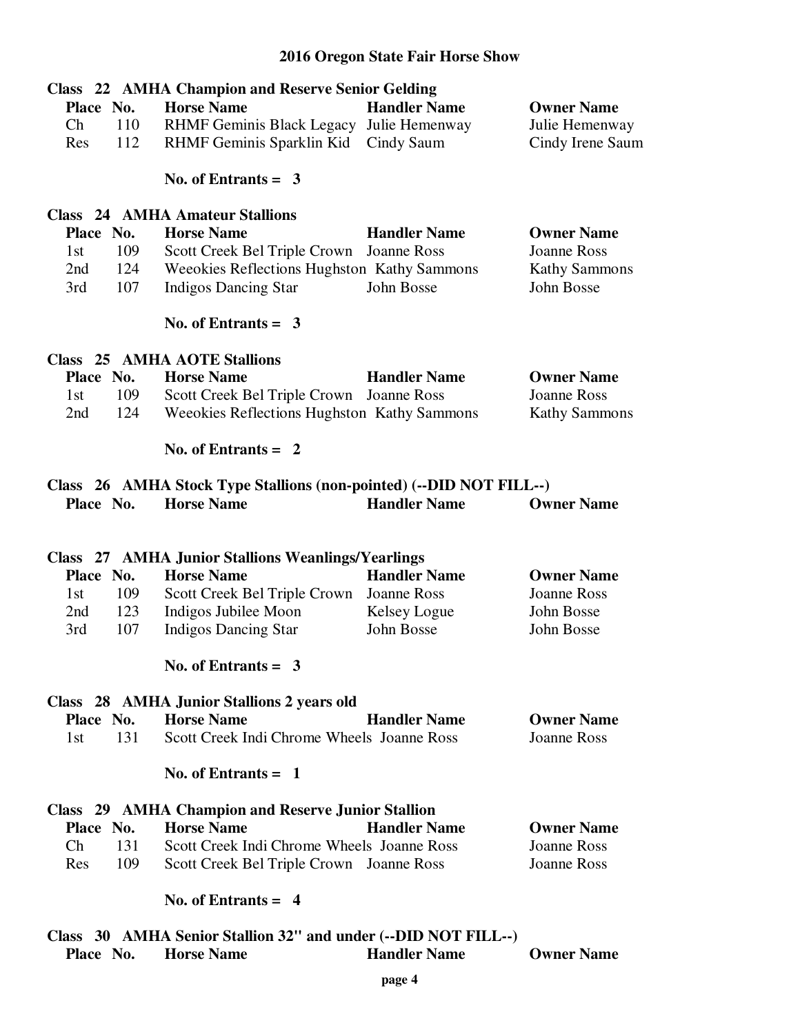# 2016 Oregon State Fair Horse Show

## Class 22 AMHA Champion and Reserve Senior Gelding

| Place | No. | Horse Name | Handler Name | Owner Name |
|---|---|---|---|---|
| Ch | 110 | RHMF Geminis Black Legacy | Julie Hemenway | Julie Hemenway |
| Res | 112 | RHMF Geminis Sparklin Kid | Cindy Saum | Cindy Irene Saum |

**No. of Entrants = 3**

## Class 24 AMHA Amateur Stallions

| Place | No. | Horse Name | Handler Name | Owner Name |
|---|---|---|---|---|
| 1st | 109 | Scott Creek Bel Triple Crown | Joanne Ross | Joanne Ross |
| 2nd | 124 | Weeokies Reflections Hughston | Kathy Sammons | Kathy Sammons |
| 3rd | 107 | Indigos Dancing Star | John Bosse | John Bosse |

**No. of Entrants = 3**

## Class 25 AMHA AOTE Stallions

| Place | No. | Horse Name | Handler Name | Owner Name |
|---|---|---|---|---|
| 1st | 109 | Scott Creek Bel Triple Crown | Joanne Ross | Joanne Ross |
| 2nd | 124 | Weeokies Reflections Hughston | Kathy Sammons | Kathy Sammons |

**No. of Entrants = 2**

## Class 26 AMHA Stock Type Stallions (non-pointed) (--DID NOT FILL--)

| Place | No. | Horse Name | Handler Name | Owner Name |
|---|---|---|---|---|

## Class 27 AMHA Junior Stallions Weanlings/Yearlings

| Place | No. | Horse Name | Handler Name | Owner Name |
|---|---|---|---|---|
| 1st | 109 | Scott Creek Bel Triple Crown | Joanne Ross | Joanne Ross |
| 2nd | 123 | Indigos Jubilee Moon | Kelsey Logue | John Bosse |
| 3rd | 107 | Indigos Dancing Star | John Bosse | John Bosse |

**No. of Entrants = 3**

## Class 28 AMHA Junior Stallions 2 years old

| Place | No. | Horse Name | Handler Name | Owner Name |
|---|---|---|---|---|
| 1st | 131 | Scott Creek Indi Chrome Wheels | Joanne Ross | Joanne Ross |

**No. of Entrants = 1**

## Class 29 AMHA Champion and Reserve Junior Stallion

| Place | No. | Horse Name | Handler Name | Owner Name |
|---|---|---|---|---|
| Ch | 131 | Scott Creek Indi Chrome Wheels | Joanne Ross | Joanne Ross |
| Res | 109 | Scott Creek Bel Triple Crown | Joanne Ross | Joanne Ross |

**No. of Entrants = 4**

## Class 30 AMHA Senior Stallion 32" and under (--DID NOT FILL--)

| Place | No. | Horse Name | Handler Name | Owner Name |
|---|---|---|---|---|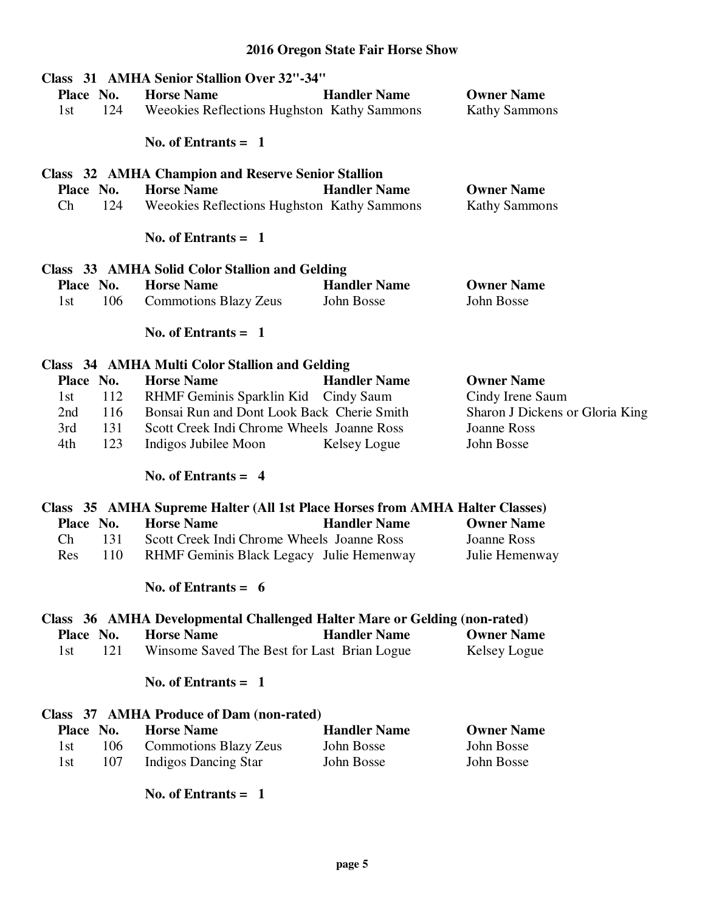# 2016 Oregon State Fair Horse Show

## Class 31 AMHA Senior Stallion Over 32"-34"

| Place | No. | Horse Name | Handler Name | Owner Name |
|---|---|---|---|---|
| 1st | 124 | Weeokies Reflections Hughston | Kathy Sammons | Kathy Sammons |

**No. of Entrants = 1**

## Class 32 AMHA Champion and Reserve Senior Stallion

| Place | No. | Horse Name | Handler Name | Owner Name |
|---|---|---|---|---|
| Ch | 124 | Weeokies Reflections Hughston | Kathy Sammons | Kathy Sammons |

**No. of Entrants = 1**

## Class 33 AMHA Solid Color Stallion and Gelding

| Place | No. | Horse Name | Handler Name | Owner Name |
|---|---|---|---|---|
| 1st | 106 | Commotions Blazy Zeus | John Bosse | John Bosse |

**No. of Entrants = 1**

## Class 34 AMHA Multi Color Stallion and Gelding

| Place | No. | Horse Name | Handler Name | Owner Name |
|---|---|---|---|---|
| 1st | 112 | RHMF Geminis Sparklin Kid | Cindy Saum | Cindy Irene Saum |
| 2nd | 116 | Bonsai Run and Dont Look Back | Cherie Smith | Sharon J Dickens or Gloria King |
| 3rd | 131 | Scott Creek Indi Chrome Wheels | Joanne Ross | Joanne Ross |
| 4th | 123 | Indigos Jubilee Moon | Kelsey Logue | John Bosse |

**No. of Entrants = 4**

## Class 35 AMHA Supreme Halter (All 1st Place Horses from AMHA Halter Classes)

| Place | No. | Horse Name | Handler Name | Owner Name |
|---|---|---|---|---|
| Ch | 131 | Scott Creek Indi Chrome Wheels | Joanne Ross | Joanne Ross |
| Res | 110 | RHMF Geminis Black Legacy | Julie Hemenway | Julie Hemenway |

**No. of Entrants = 6**

## Class 36 AMHA Developmental Challenged Halter Mare or Gelding (non-rated)

| Place | No. | Horse Name | Handler Name | Owner Name |
|---|---|---|---|---|
| 1st | 121 | Winsome Saved The Best for Last | Brian Logue | Kelsey Logue |

**No. of Entrants = 1**

## Class 37 AMHA Produce of Dam (non-rated)

| Place | No. | Horse Name | Handler Name | Owner Name |
|---|---|---|---|---|
| 1st | 106 | Commotions Blazy Zeus | John Bosse | John Bosse |
| 1st | 107 | Indigos Dancing Star | John Bosse | John Bosse |

**No. of Entrants = 1**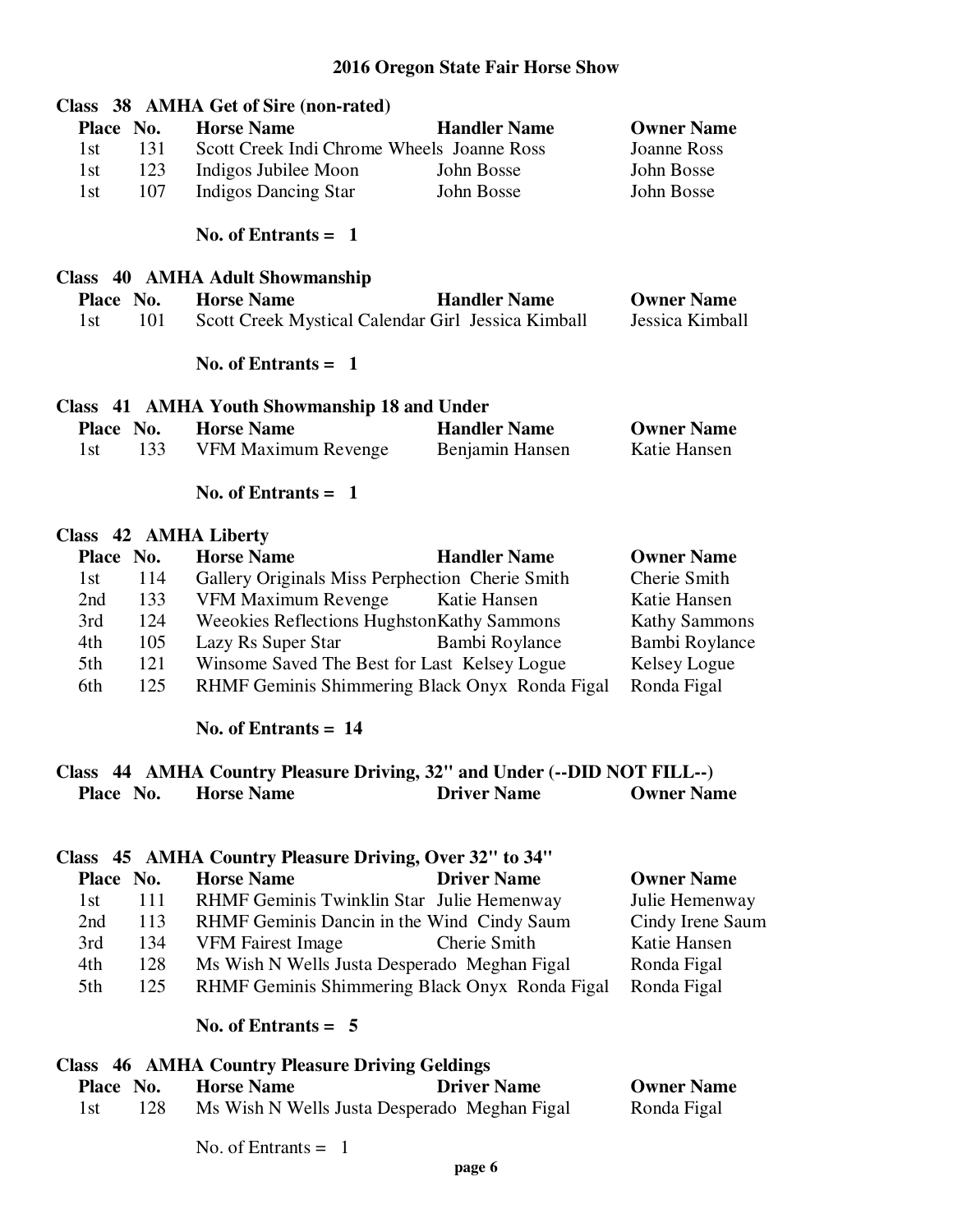# 2016 Oregon State Fair Horse Show

## Class 38 AMHA Get of Sire (non-rated)

| Place | No. | Horse Name | Handler Name | Owner Name |
|---|---|---|---|---|
| 1st | 131 | Scott Creek Indi Chrome Wheels | Joanne Ross | Joanne Ross |
| 1st | 123 | Indigos Jubilee Moon | John Bosse | John Bosse |
| 1st | 107 | Indigos Dancing Star | John Bosse | John Bosse |

**No. of Entrants = 1**

## Class 40 AMHA Adult Showmanship

| Place | No. | Horse Name | Handler Name | Owner Name |
|---|---|---|---|---|
| 1st | 101 | Scott Creek Mystical Calendar Girl | Jessica Kimball | Jessica Kimball |

**No. of Entrants = 1**

## Class 41 AMHA Youth Showmanship 18 and Under

| Place | No. | Horse Name | Handler Name | Owner Name |
|---|---|---|---|---|
| 1st | 133 | VFM Maximum Revenge | Benjamin Hansen | Katie Hansen |

**No. of Entrants = 1**

## Class 42 AMHA Liberty

| Place | No. | Horse Name | Handler Name | Owner Name |
|---|---|---|---|---|
| 1st | 114 | Gallery Originals Miss Perphection | Cherie Smith | Cherie Smith |
| 2nd | 133 | VFM Maximum Revenge | Katie Hansen | Katie Hansen |
| 3rd | 124 | Weeokies Reflections Hughston | Kathy Sammons | Kathy Sammons |
| 4th | 105 | Lazy Rs Super Star | Bambi Roylance | Bambi Roylance |
| 5th | 121 | Winsome Saved The Best for Last | Kelsey Logue | Kelsey Logue |
| 6th | 125 | RHMF Geminis Shimmering Black Onyx | Ronda Figal | Ronda Figal |

**No. of Entrants = 14**

## Class 44 AMHA Country Pleasure Driving, 32" and Under (--DID NOT FILL--)

| Place | No. | Horse Name | Driver Name | Owner Name |
|---|---|---|---|---|

## Class 45 AMHA Country Pleasure Driving, Over 32" to 34"

| Place | No. | Horse Name | Driver Name | Owner Name |
|---|---|---|---|---|
| 1st | 111 | RHMF Geminis Twinklin Star | Julie Hemenway | Julie Hemenway |
| 2nd | 113 | RHMF Geminis Dancin in the Wind | Cindy Saum | Cindy Irene Saum |
| 3rd | 134 | VFM Fairest Image | Cherie Smith | Katie Hansen |
| 4th | 128 | Ms Wish N Wells Justa Desperado | Meghan Figal | Ronda Figal |
| 5th | 125 | RHMF Geminis Shimmering Black Onyx | Ronda Figal | Ronda Figal |

**No. of Entrants = 5**

## Class 46 AMHA Country Pleasure Driving Geldings

| Place | No. | Horse Name | Driver Name | Owner Name |
|---|---|---|---|---|
| 1st | 128 | Ms Wish N Wells Justa Desperado | Meghan Figal | Ronda Figal |

No. of Entrants = 1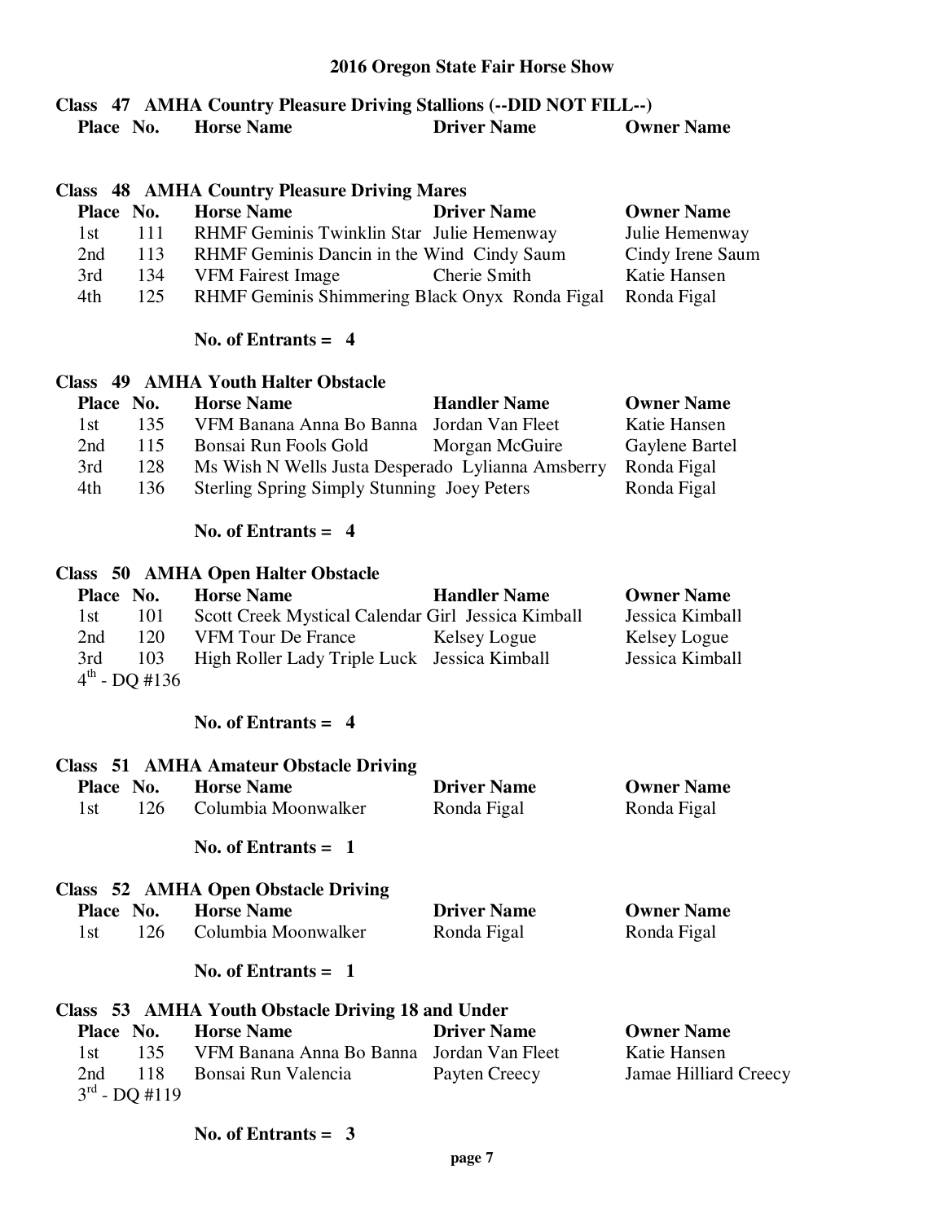# 2016 Oregon State Fair Horse Show

## Class 47 AMHA Country Pleasure Driving Stallions (--DID NOT FILL--)

| Place | No. | Horse Name | Driver Name | Owner Name |
|---|---|---|---|---|

## Class 48 AMHA Country Pleasure Driving Mares

| Place | No. | Horse Name | Driver Name | Owner Name |
|---|---|---|---|---|
| 1st | 111 | RHMF Geminis Twinklin Star | Julie Hemenway | Julie Hemenway |
| 2nd | 113 | RHMF Geminis Dancin in the Wind | Cindy Saum | Cindy Irene Saum |
| 3rd | 134 | VFM Fairest Image | Cherie Smith | Katie Hansen |
| 4th | 125 | RHMF Geminis Shimmering Black Onyx | Ronda Figal | Ronda Figal |

**No. of Entrants = 4**

## Class 49 AMHA Youth Halter Obstacle

| Place | No. | Horse Name | Handler Name | Owner Name |
|---|---|---|---|---|
| 1st | 135 | VFM Banana Anna Bo Banna | Jordan Van Fleet | Katie Hansen |
| 2nd | 115 | Bonsai Run Fools Gold | Morgan McGuire | Gaylene Bartel |
| 3rd | 128 | Ms Wish N Wells Justa Desperado | Lylianna Amsberry | Ronda Figal |
| 4th | 136 | Sterling Spring Simply Stunning | Joey Peters | Ronda Figal |

**No. of Entrants = 4**

## Class 50 AMHA Open Halter Obstacle

| Place | No. | Horse Name | Handler Name | Owner Name |
|---|---|---|---|---|
| 1st | 101 | Scott Creek Mystical Calendar Girl | Jessica Kimball | Jessica Kimball |
| 2nd | 120 | VFM Tour De France | Kelsey Logue | Kelsey Logue |
| 3rd | 103 | High Roller Lady Triple Luck | Jessica Kimball | Jessica Kimball |

4th - DQ #136

**No. of Entrants = 4**

## Class 51 AMHA Amateur Obstacle Driving

| Place | No. | Horse Name | Driver Name | Owner Name |
|---|---|---|---|---|
| 1st | 126 | Columbia Moonwalker | Ronda Figal | Ronda Figal |

**No. of Entrants = 1**

## Class 52 AMHA Open Obstacle Driving

| Place | No. | Horse Name | Driver Name | Owner Name |
|---|---|---|---|---|
| 1st | 126 | Columbia Moonwalker | Ronda Figal | Ronda Figal |

**No. of Entrants = 1**

## Class 53 AMHA Youth Obstacle Driving 18 and Under

| Place | No. | Horse Name | Driver Name | Owner Name |
|---|---|---|---|---|
| 1st | 135 | VFM Banana Anna Bo Banna | Jordan Van Fleet | Katie Hansen |
| 2nd | 118 | Bonsai Run Valencia | Payten Creecy | Jamae Hilliard Creecy |

3rd - DQ #119

**No. of Entrants = 3**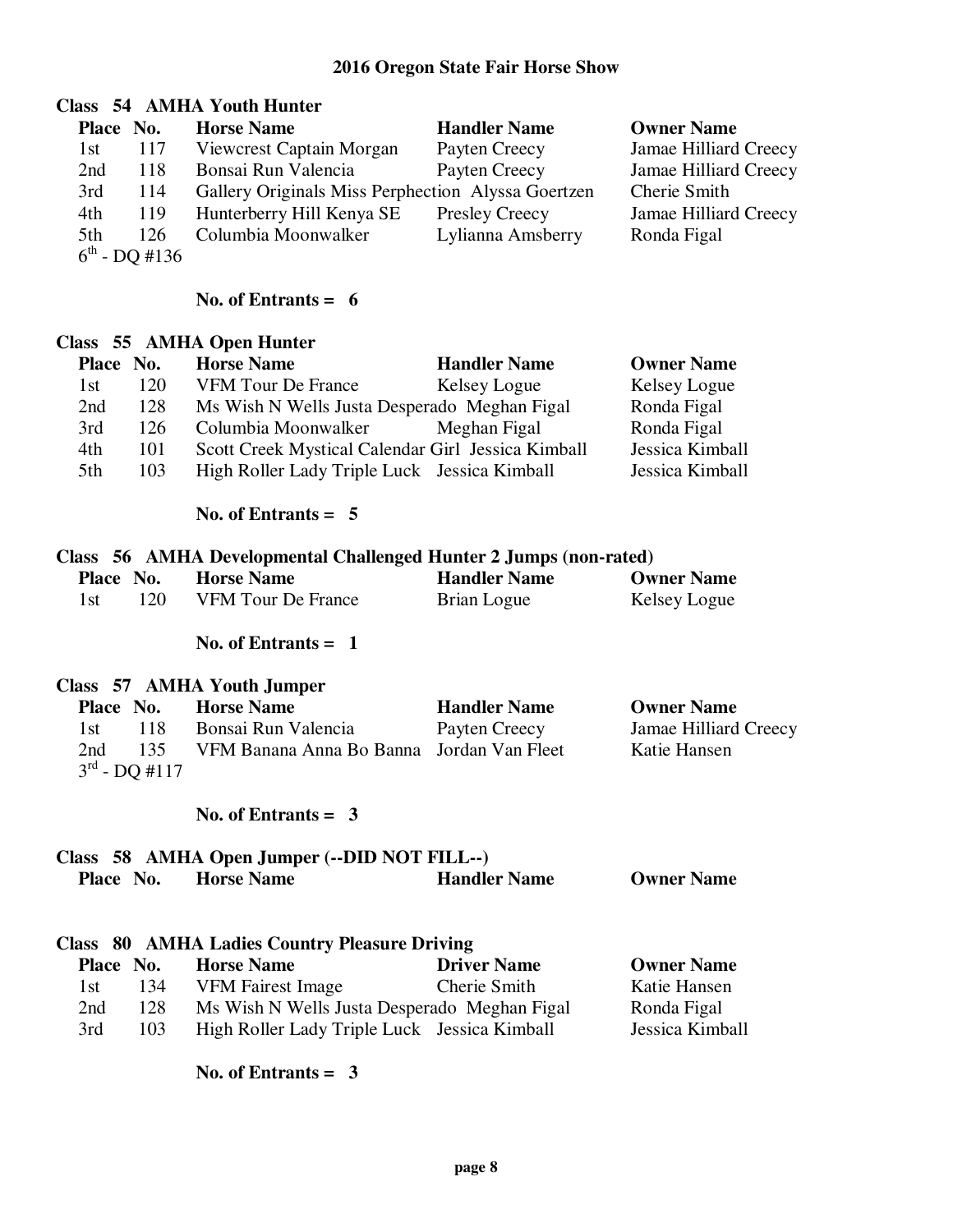# 2016 Oregon State Fair Horse Show

## Class 54 AMHA Youth Hunter

| Place | No. | Horse Name | Handler Name | Owner Name |
|---|---|---|---|---|
| 1st | 117 | Viewcrest Captain Morgan | Payten Creecy | Jamae Hilliard Creecy |
| 2nd | 118 | Bonsai Run Valencia | Payten Creecy | Jamae Hilliard Creecy |
| 3rd | 114 | Gallery Originals Miss Perphection | Alyssa Goertzen | Cherie Smith |
| 4th | 119 | Hunterberry Hill Kenya SE | Presley Creecy | Jamae Hilliard Creecy |
| 5th | 126 | Columbia Moonwalker | Lylianna Amsberry | Ronda Figal |
| 6th - DQ #136 | | | | |

**No. of Entrants = 6**

## Class 55 AMHA Open Hunter

| Place | No. | Horse Name | Handler Name | Owner Name |
|---|---|---|---|---|
| 1st | 120 | VFM Tour De France | Kelsey Logue | Kelsey Logue |
| 2nd | 128 | Ms Wish N Wells Justa Desperado | Meghan Figal | Ronda Figal |
| 3rd | 126 | Columbia Moonwalker | Meghan Figal | Ronda Figal |
| 4th | 101 | Scott Creek Mystical Calendar Girl | Jessica Kimball | Jessica Kimball |
| 5th | 103 | High Roller Lady Triple Luck | Jessica Kimball | Jessica Kimball |

**No. of Entrants = 5**

## Class 56 AMHA Developmental Challenged Hunter 2 Jumps (non-rated)

| Place | No. | Horse Name | Handler Name | Owner Name |
|---|---|---|---|---|
| 1st | 120 | VFM Tour De France | Brian Logue | Kelsey Logue |

**No. of Entrants = 1**

## Class 57 AMHA Youth Jumper

| Place | No. | Horse Name | Handler Name | Owner Name |
|---|---|---|---|---|
| 1st | 118 | Bonsai Run Valencia | Payten Creecy | Jamae Hilliard Creecy |
| 2nd | 135 | VFM Banana Anna Bo Banna | Jordan Van Fleet | Katie Hansen |
| 3rd - DQ #117 | | | | |

**No. of Entrants = 3**

## Class 58 AMHA Open Jumper (--DID NOT FILL--)

| Place | No. | Horse Name | Handler Name | Owner Name |
|---|---|---|---|---|

## Class 80 AMHA Ladies Country Pleasure Driving

| Place | No. | Horse Name | Driver Name | Owner Name |
|---|---|---|---|---|
| 1st | 134 | VFM Fairest Image | Cherie Smith | Katie Hansen |
| 2nd | 128 | Ms Wish N Wells Justa Desperado | Meghan Figal | Ronda Figal |
| 3rd | 103 | High Roller Lady Triple Luck | Jessica Kimball | Jessica Kimball |

**No. of Entrants = 3**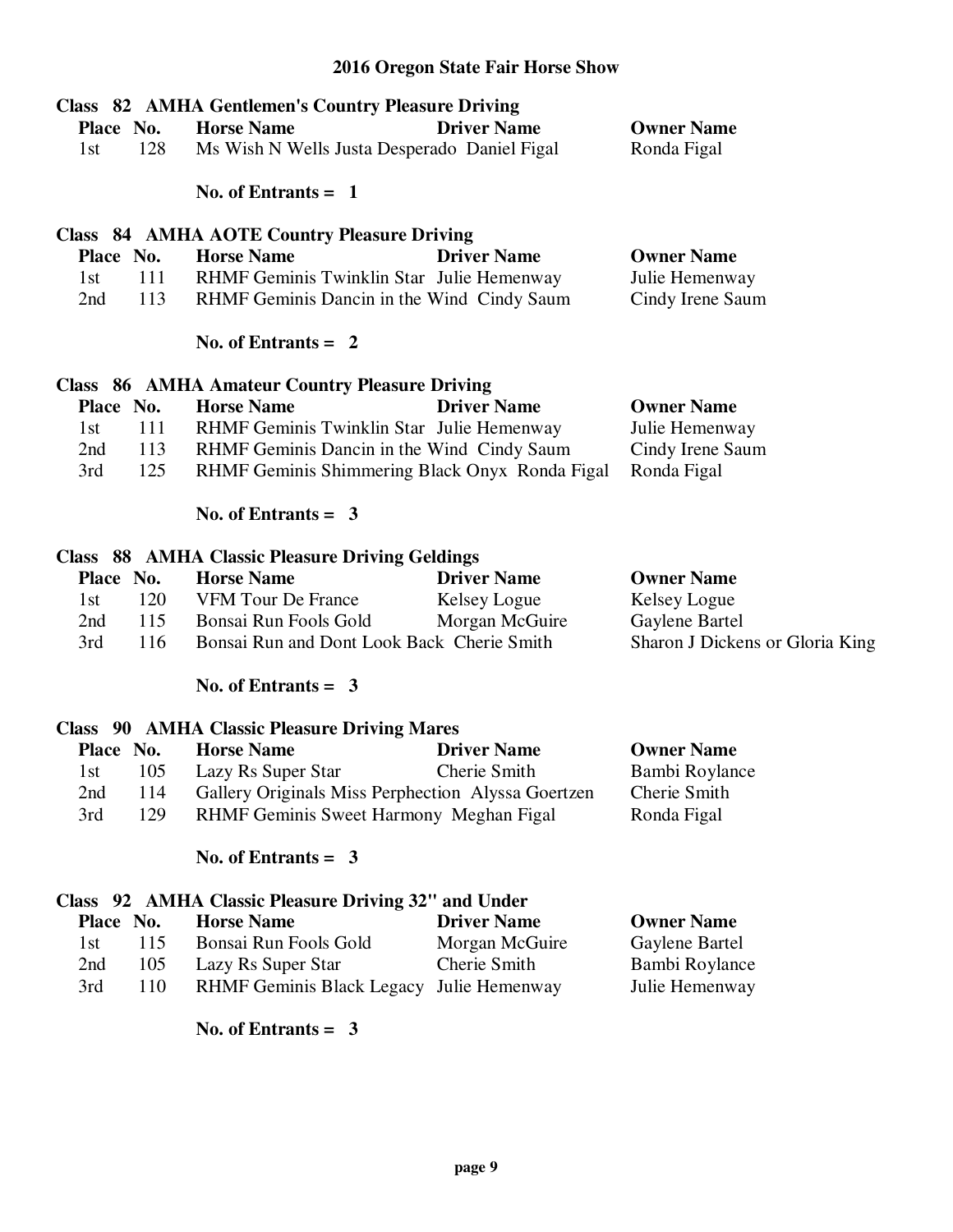# 2016 Oregon State Fair Horse Show

## Class 82 AMHA Gentlemen's Country Pleasure Driving

| Place | No. | Horse Name | Driver Name | Owner Name |
|---|---|---|---|---|
| 1st | 128 | Ms Wish N Wells Justa Desperado | Daniel Figal | Ronda Figal |

**No. of Entrants = 1**

## Class 84 AMHA AOTE Country Pleasure Driving

| Place | No. | Horse Name | Driver Name | Owner Name |
|---|---|---|---|---|
| 1st | 111 | RHMF Geminis Twinklin Star | Julie Hemenway | Julie Hemenway |
| 2nd | 113 | RHMF Geminis Dancin in the Wind | Cindy Saum | Cindy Irene Saum |

**No. of Entrants = 2**

## Class 86 AMHA Amateur Country Pleasure Driving

| Place | No. | Horse Name | Driver Name | Owner Name |
|---|---|---|---|---|
| 1st | 111 | RHMF Geminis Twinklin Star | Julie Hemenway | Julie Hemenway |
| 2nd | 113 | RHMF Geminis Dancin in the Wind | Cindy Saum | Cindy Irene Saum |
| 3rd | 125 | RHMF Geminis Shimmering Black Onyx | Ronda Figal | Ronda Figal |

**No. of Entrants = 3**

## Class 88 AMHA Classic Pleasure Driving Geldings

| Place | No. | Horse Name | Driver Name | Owner Name |
|---|---|---|---|---|
| 1st | 120 | VFM Tour De France | Kelsey Logue | Kelsey Logue |
| 2nd | 115 | Bonsai Run Fools Gold | Morgan McGuire | Gaylene Bartel |
| 3rd | 116 | Bonsai Run and Dont Look Back | Cherie Smith | Sharon J Dickens or Gloria King |

**No. of Entrants = 3**

## Class 90 AMHA Classic Pleasure Driving Mares

| Place | No. | Horse Name | Driver Name | Owner Name |
|---|---|---|---|---|
| 1st | 105 | Lazy Rs Super Star | Cherie Smith | Bambi Roylance |
| 2nd | 114 | Gallery Originals Miss Perphection | Alyssa Goertzen | Cherie Smith |
| 3rd | 129 | RHMF Geminis Sweet Harmony | Meghan Figal | Ronda Figal |

**No. of Entrants = 3**

## Class 92 AMHA Classic Pleasure Driving 32" and Under

| Place | No. | Horse Name | Driver Name | Owner Name |
|---|---|---|---|---|
| 1st | 115 | Bonsai Run Fools Gold | Morgan McGuire | Gaylene Bartel |
| 2nd | 105 | Lazy Rs Super Star | Cherie Smith | Bambi Roylance |
| 3rd | 110 | RHMF Geminis Black Legacy | Julie Hemenway | Julie Hemenway |

**No. of Entrants = 3**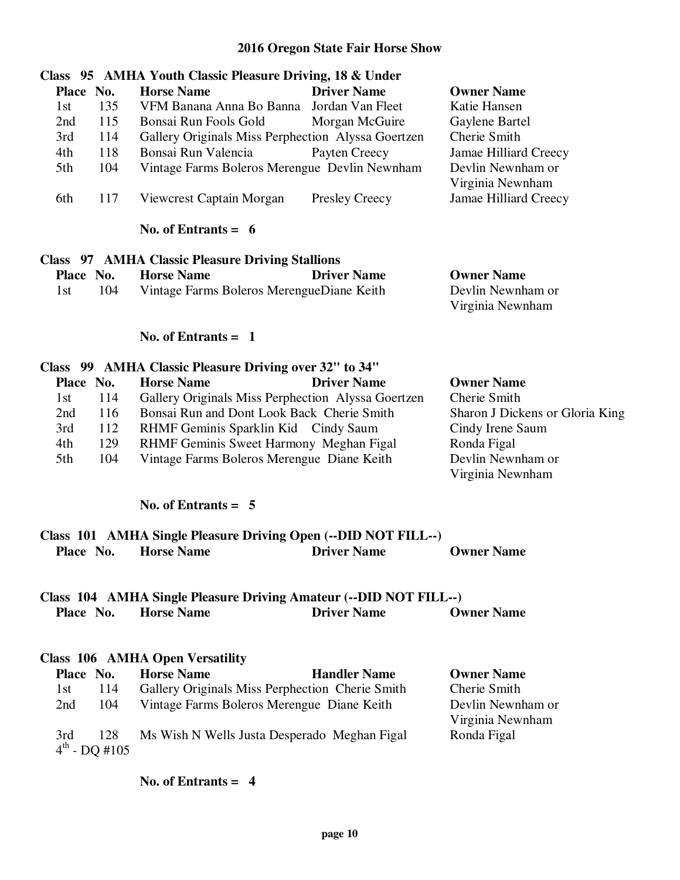# 2016 Oregon State Fair Horse Show

## Class 95 AMHA Youth Classic Pleasure Driving, 18 & Under

| Place | No. | Horse Name | Driver Name | Owner Name |
|---|---|---|---|---|
| 1st | 135 | VFM Banana Anna Bo Banna | Jordan Van Fleet | Katie Hansen |
| 2nd | 115 | Bonsai Run Fools Gold | Morgan McGuire | Gaylene Bartel |
| 3rd | 114 | Gallery Originals Miss Perphection | Alyssa Goertzen | Cherie Smith |
| 4th | 118 | Bonsai Run Valencia | Payten Creecy | Jamae Hilliard Creecy |
| 5th | 104 | Vintage Farms Boleros Merengue | Devlin Newnham | Devlin Newnham or Virginia Newnham |
| 6th | 117 | Viewcrest Captain Morgan | Presley Creecy | Jamae Hilliard Creecy |

**No. of Entrants = 6**

## Class 97 AMHA Classic Pleasure Driving Stallions

| Place | No. | Horse Name | Driver Name | Owner Name |
|---|---|---|---|---|
| 1st | 104 | Vintage Farms Boleros Merengue | Diane Keith | Devlin Newnham or Virginia Newnham |

**No. of Entrants = 1**

## Class 99 AMHA Classic Pleasure Driving over 32" to 34"

| Place | No. | Horse Name | Driver Name | Owner Name |
|---|---|---|---|---|
| 1st | 114 | Gallery Originals Miss Perphection | Alyssa Goertzen | Cherie Smith |
| 2nd | 116 | Bonsai Run and Dont Look Back | Cherie Smith | Sharon J Dickens or Gloria King |
| 3rd | 112 | RHMF Geminis Sparklin Kid | Cindy Saum | Cindy Irene Saum |
| 4th | 129 | RHMF Geminis Sweet Harmony | Meghan Figal | Ronda Figal |
| 5th | 104 | Vintage Farms Boleros Merengue | Diane Keith | Devlin Newnham or Virginia Newnham |

**No. of Entrants = 5**

## Class 101 AMHA Single Pleasure Driving Open (--DID NOT FILL--)

| Place | No. | Horse Name | Driver Name | Owner Name |
|---|---|---|---|---|

## Class 104 AMHA Single Pleasure Driving Amateur (--DID NOT FILL--)

| Place | No. | Horse Name | Driver Name | Owner Name |
|---|---|---|---|---|

## Class 106 AMHA Open Versatility

| Place | No. | Horse Name | Handler Name | Owner Name |
|---|---|---|---|---|
| 1st | 114 | Gallery Originals Miss Perphection | Cherie Smith | Cherie Smith |
| 2nd | 104 | Vintage Farms Boleros Merengue | Diane Keith | Devlin Newnham or Virginia Newnham |
| 3rd | 128 | Ms Wish N Wells Justa Desperado | Meghan Figal | Ronda Figal |
| 4th - DQ #105 | | | | |

**No. of Entrants = 4**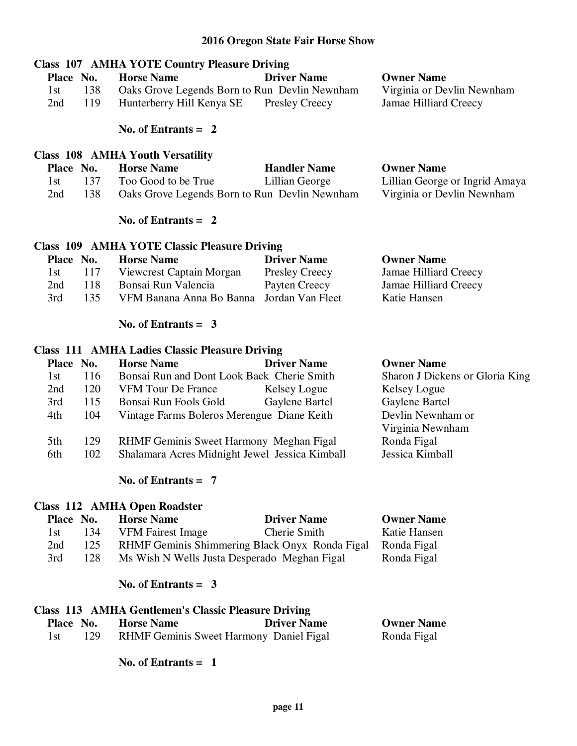# 2016 Oregon State Fair Horse Show

## Class 107 AMHA YOTE Country Pleasure Driving

| Place | No. | Horse Name | Driver Name | Owner Name |
|---|---|---|---|---|
| 1st | 138 | Oaks Grove Legends Born to Run | Devlin Newnham | Virginia or Devlin Newnham |
| 2nd | 119 | Hunterberry Hill Kenya SE | Presley Creecy | Jamae Hilliard Creecy |

**No. of Entrants = 2**

## Class 108 AMHA Youth Versatility

| Place | No. | Horse Name | Handler Name | Owner Name |
|---|---|---|---|---|
| 1st | 137 | Too Good to be True | Lillian George | Lillian George or Ingrid Amaya |
| 2nd | 138 | Oaks Grove Legends Born to Run | Devlin Newnham | Virginia or Devlin Newnham |

**No. of Entrants = 2**

## Class 109 AMHA YOTE Classic Pleasure Driving

| Place | No. | Horse Name | Driver Name | Owner Name |
|---|---|---|---|---|
| 1st | 117 | Viewcrest Captain Morgan | Presley Creecy | Jamae Hilliard Creecy |
| 2nd | 118 | Bonsai Run Valencia | Payten Creecy | Jamae Hilliard Creecy |
| 3rd | 135 | VFM Banana Anna Bo Banna | Jordan Van Fleet | Katie Hansen |

**No. of Entrants = 3**

## Class 111 AMHA Ladies Classic Pleasure Driving

| Place | No. | Horse Name | Driver Name | Owner Name |
|---|---|---|---|---|
| 1st | 116 | Bonsai Run and Dont Look Back | Cherie Smith | Sharon J Dickens or Gloria King |
| 2nd | 120 | VFM Tour De France | Kelsey Logue | Kelsey Logue |
| 3rd | 115 | Bonsai Run Fools Gold | Gaylene Bartel | Gaylene Bartel |
| 4th | 104 | Vintage Farms Boleros Merengue | Diane Keith | Devlin Newnham or Virginia Newnham |
| 5th | 129 | RHMF Geminis Sweet Harmony | Meghan Figal | Ronda Figal |
| 6th | 102 | Shalamara Acres Midnight Jewel | Jessica Kimball | Jessica Kimball |

**No. of Entrants = 7**

## Class 112 AMHA Open Roadster

| Place | No. | Horse Name | Driver Name | Owner Name |
|---|---|---|---|---|
| 1st | 134 | VFM Fairest Image | Cherie Smith | Katie Hansen |
| 2nd | 125 | RHMF Geminis Shimmering Black Onyx | Ronda Figal | Ronda Figal |
| 3rd | 128 | Ms Wish N Wells Justa Desperado | Meghan Figal | Ronda Figal |

**No. of Entrants = 3**

## Class 113 AMHA Gentlemen's Classic Pleasure Driving

| Place | No. | Horse Name | Driver Name | Owner Name |
|---|---|---|---|---|
| 1st | 129 | RHMF Geminis Sweet Harmony | Daniel Figal | Ronda Figal |

**No. of Entrants = 1**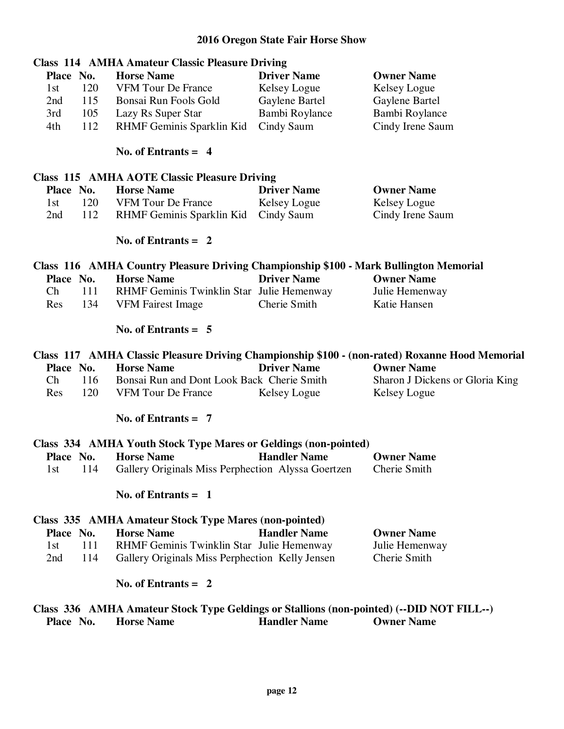# 2016 Oregon State Fair Horse Show

## Class 114 AMHA Amateur Classic Pleasure Driving

| Place | No. | Horse Name | Driver Name | Owner Name |
|---|---|---|---|---|
| 1st | 120 | VFM Tour De France | Kelsey Logue | Kelsey Logue |
| 2nd | 115 | Bonsai Run Fools Gold | Gaylene Bartel | Gaylene Bartel |
| 3rd | 105 | Lazy Rs Super Star | Bambi Roylance | Bambi Roylance |
| 4th | 112 | RHMF Geminis Sparklin Kid | Cindy Saum | Cindy Irene Saum |

**No. of Entrants = 4**

## Class 115 AMHA AOTE Classic Pleasure Driving

| Place | No. | Horse Name | Driver Name | Owner Name |
|---|---|---|---|---|
| 1st | 120 | VFM Tour De France | Kelsey Logue | Kelsey Logue |
| 2nd | 112 | RHMF Geminis Sparklin Kid | Cindy Saum | Cindy Irene Saum |

**No. of Entrants = 2**

## Class 116 AMHA Country Pleasure Driving Championship $100 - Mark Bullington Memorial

| Place | No. | Horse Name | Driver Name | Owner Name |
|---|---|---|---|---|
| Ch | 111 | RHMF Geminis Twinklin Star | Julie Hemenway | Julie Hemenway |
| Res | 134 | VFM Fairest Image | Cherie Smith | Katie Hansen |

**No. of Entrants = 5**

## Class 117 AMHA Classic Pleasure Driving Championship $100 - (non-rated) Roxanne Hood Memorial

| Place | No. | Horse Name | Driver Name | Owner Name |
|---|---|---|---|---|
| Ch | 116 | Bonsai Run and Dont Look Back | Cherie Smith | Sharon J Dickens or Gloria King |
| Res | 120 | VFM Tour De France | Kelsey Logue | Kelsey Logue |

**No. of Entrants = 7**

## Class 334 AMHA Youth Stock Type Mares or Geldings (non-pointed)

| Place | No. | Horse Name | Handler Name | Owner Name |
|---|---|---|---|---|
| 1st | 114 | Gallery Originals Miss Perphection | Alyssa Goertzen | Cherie Smith |

**No. of Entrants = 1**

## Class 335 AMHA Amateur Stock Type Mares (non-pointed)

| Place | No. | Horse Name | Handler Name | Owner Name |
|---|---|---|---|---|
| 1st | 111 | RHMF Geminis Twinklin Star | Julie Hemenway | Julie Hemenway |
| 2nd | 114 | Gallery Originals Miss Perphection | Kelly Jensen | Cherie Smith |

**No. of Entrants = 2**

## Class 336 AMHA Amateur Stock Type Geldings or Stallions (non-pointed) (--DID NOT FILL--)

| Place | No. | Horse Name | Handler Name | Owner Name |
|---|---|---|---|---|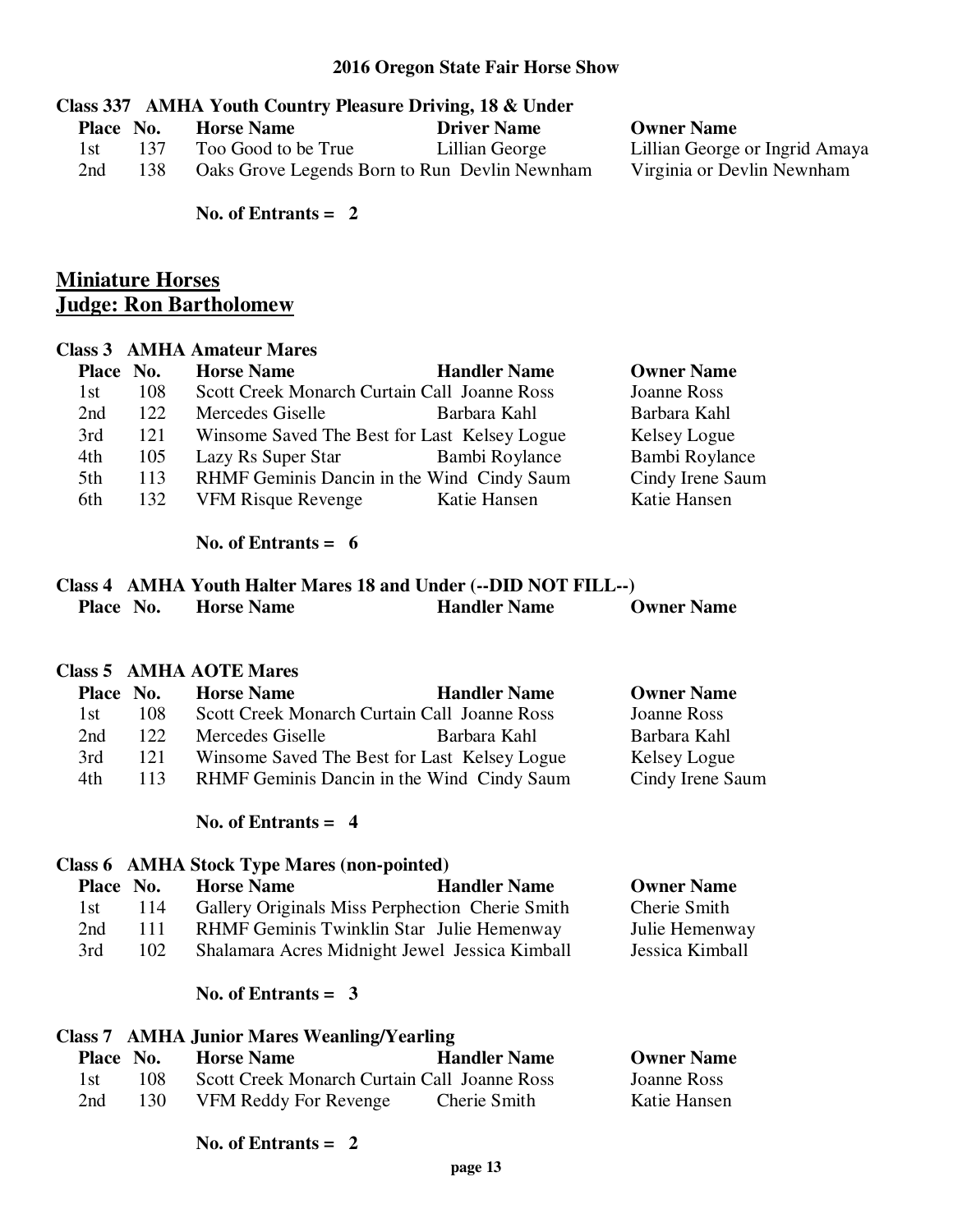## 2016 Oregon State Fair Horse Show

### Class 337 AMHA Youth Country Pleasure Driving, 18 & Under

| Place | No. | Horse Name | Driver Name | Owner Name |
|---|---|---|---|---|
| 1st | 137 | Too Good to be True | Lillian George | Lillian George or Ingrid Amaya |
| 2nd | 138 | Oaks Grove Legends Born to Run | Devlin Newnham | Virginia or Devlin Newnham |

**No. of Entrants = 2**

## Miniature Horses
## Judge: Ron Bartholomew

### Class 3 AMHA Amateur Mares

| Place | No. | Horse Name | Handler Name | Owner Name |
|---|---|---|---|---|
| 1st | 108 | Scott Creek Monarch Curtain Call | Joanne Ross | Joanne Ross |
| 2nd | 122 | Mercedes Giselle | Barbara Kahl | Barbara Kahl |
| 3rd | 121 | Winsome Saved The Best for Last | Kelsey Logue | Kelsey Logue |
| 4th | 105 | Lazy Rs Super Star | Bambi Roylance | Bambi Roylance |
| 5th | 113 | RHMF Geminis Dancin in the Wind | Cindy Saum | Cindy Irene Saum |
| 6th | 132 | VFM Risque Revenge | Katie Hansen | Katie Hansen |

**No. of Entrants = 6**

### Class 4 AMHA Youth Halter Mares 18 and Under (--DID NOT FILL--)

| Place | No. | Horse Name | Handler Name | Owner Name |
|---|---|---|---|---|

### Class 5 AMHA AOTE Mares

| Place | No. | Horse Name | Handler Name | Owner Name |
|---|---|---|---|---|
| 1st | 108 | Scott Creek Monarch Curtain Call | Joanne Ross | Joanne Ross |
| 2nd | 122 | Mercedes Giselle | Barbara Kahl | Barbara Kahl |
| 3rd | 121 | Winsome Saved The Best for Last | Kelsey Logue | Kelsey Logue |
| 4th | 113 | RHMF Geminis Dancin in the Wind | Cindy Saum | Cindy Irene Saum |

**No. of Entrants = 4**

### Class 6 AMHA Stock Type Mares (non-pointed)

| Place | No. | Horse Name | Handler Name | Owner Name |
|---|---|---|---|---|
| 1st | 114 | Gallery Originals Miss Perphection | Cherie Smith | Cherie Smith |
| 2nd | 111 | RHMF Geminis Twinklin Star | Julie Hemenway | Julie Hemenway |
| 3rd | 102 | Shalamara Acres Midnight Jewel | Jessica Kimball | Jessica Kimball |

**No. of Entrants = 3**

### Class 7 AMHA Junior Mares Weanling/Yearling

| Place | No. | Horse Name | Handler Name | Owner Name |
|---|---|---|---|---|
| 1st | 108 | Scott Creek Monarch Curtain Call | Joanne Ross | Joanne Ross |
| 2nd | 130 | VFM Reddy For Revenge | Cherie Smith | Katie Hansen |

**No. of Entrants = 2**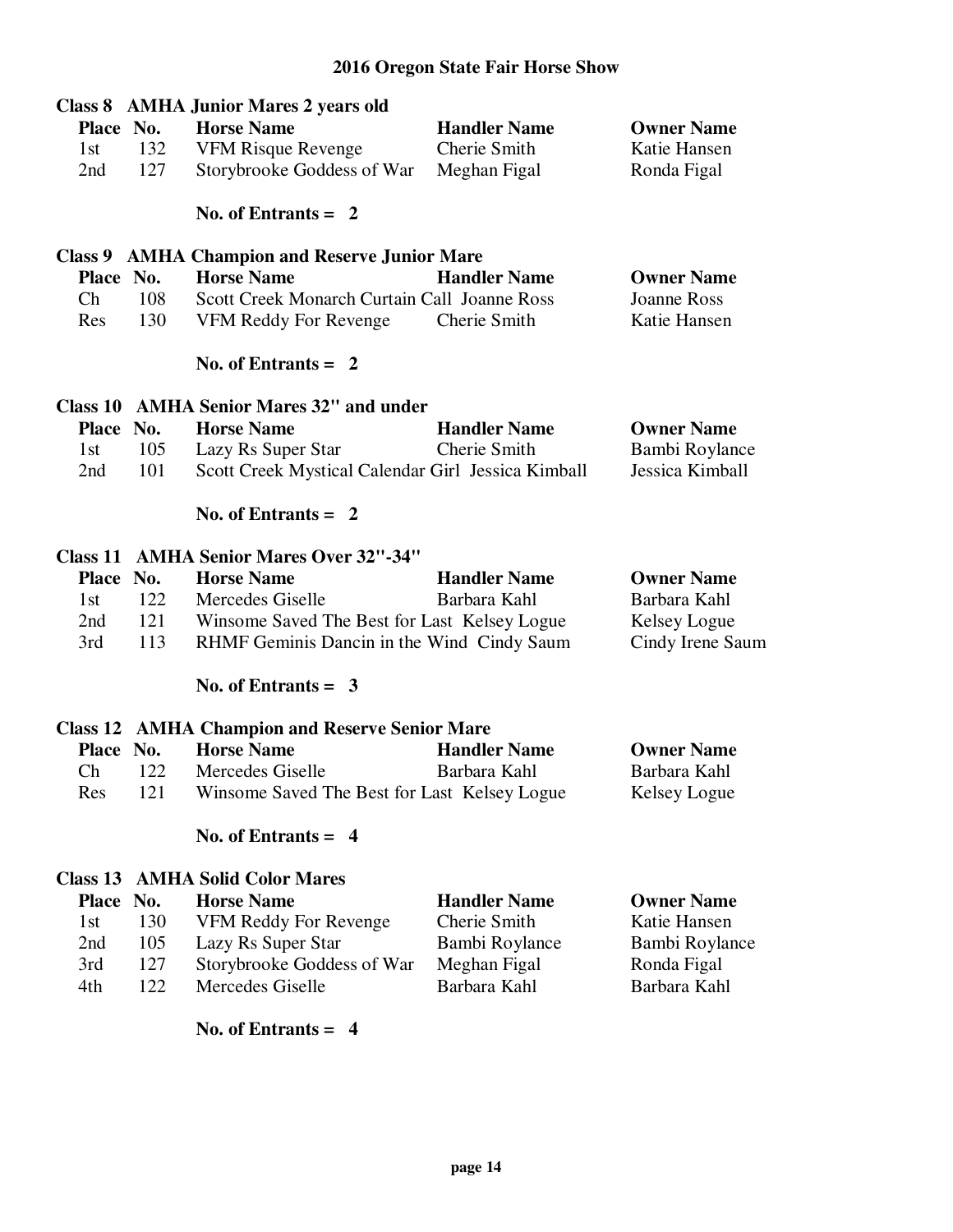# 2016 Oregon State Fair Horse Show

## Class 8 AMHA Junior Mares 2 years old

| Place | No. | Horse Name | Handler Name | Owner Name |
|---|---|---|---|---|
| 1st | 132 | VFM Risque Revenge | Cherie Smith | Katie Hansen |
| 2nd | 127 | Storybrooke Goddess of War | Meghan Figal | Ronda Figal |

**No. of Entrants = 2**

## Class 9 AMHA Champion and Reserve Junior Mare

| Place | No. | Horse Name | Handler Name | Owner Name |
|---|---|---|---|---|
| Ch | 108 | Scott Creek Monarch Curtain Call | Joanne Ross | Joanne Ross |
| Res | 130 | VFM Reddy For Revenge | Cherie Smith | Katie Hansen |

**No. of Entrants = 2**

## Class 10 AMHA Senior Mares 32" and under

| Place | No. | Horse Name | Handler Name | Owner Name |
|---|---|---|---|---|
| 1st | 105 | Lazy Rs Super Star | Cherie Smith | Bambi Roylance |
| 2nd | 101 | Scott Creek Mystical Calendar Girl | Jessica Kimball | Jessica Kimball |

**No. of Entrants = 2**

## Class 11 AMHA Senior Mares Over 32"-34"

| Place | No. | Horse Name | Handler Name | Owner Name |
|---|---|---|---|---|
| 1st | 122 | Mercedes Giselle | Barbara Kahl | Barbara Kahl |
| 2nd | 121 | Winsome Saved The Best for Last | Kelsey Logue | Kelsey Logue |
| 3rd | 113 | RHMF Geminis Dancin in the Wind | Cindy Saum | Cindy Irene Saum |

**No. of Entrants = 3**

## Class 12 AMHA Champion and Reserve Senior Mare

| Place | No. | Horse Name | Handler Name | Owner Name |
|---|---|---|---|---|
| Ch | 122 | Mercedes Giselle | Barbara Kahl | Barbara Kahl |
| Res | 121 | Winsome Saved The Best for Last | Kelsey Logue | Kelsey Logue |

**No. of Entrants = 4**

## Class 13 AMHA Solid Color Mares

| Place | No. | Horse Name | Handler Name | Owner Name |
|---|---|---|---|---|
| 1st | 130 | VFM Reddy For Revenge | Cherie Smith | Katie Hansen |
| 2nd | 105 | Lazy Rs Super Star | Bambi Roylance | Bambi Roylance |
| 3rd | 127 | Storybrooke Goddess of War | Meghan Figal | Ronda Figal |
| 4th | 122 | Mercedes Giselle | Barbara Kahl | Barbara Kahl |

**No. of Entrants = 4**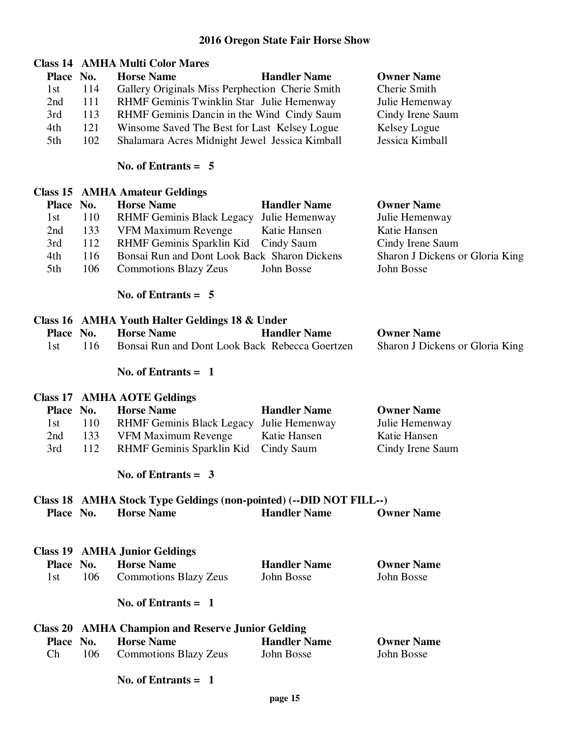# 2016 Oregon State Fair Horse Show

## Class 14 AMHA Multi Color Mares

| Place | No. | Horse Name | Handler Name | Owner Name |
|---|---|---|---|---|
| 1st | 114 | Gallery Originals Miss Perphection | Cherie Smith | Cherie Smith |
| 2nd | 111 | RHMF Geminis Twinklin Star | Julie Hemenway | Julie Hemenway |
| 3rd | 113 | RHMF Geminis Dancin in the Wind | Cindy Saum | Cindy Irene Saum |
| 4th | 121 | Winsome Saved The Best for Last | Kelsey Logue | Kelsey Logue |
| 5th | 102 | Shalamara Acres Midnight Jewel | Jessica Kimball | Jessica Kimball |

**No. of Entrants = 5**

## Class 15 AMHA Amateur Geldings

| Place | No. | Horse Name | Handler Name | Owner Name |
|---|---|---|---|---|
| 1st | 110 | RHMF Geminis Black Legacy | Julie Hemenway | Julie Hemenway |
| 2nd | 133 | VFM Maximum Revenge | Katie Hansen | Katie Hansen |
| 3rd | 112 | RHMF Geminis Sparklin Kid | Cindy Saum | Cindy Irene Saum |
| 4th | 116 | Bonsai Run and Dont Look Back | Sharon Dickens | Sharon J Dickens or Gloria King |
| 5th | 106 | Commotions Blazy Zeus | John Bosse | John Bosse |

**No. of Entrants = 5**

## Class 16 AMHA Youth Halter Geldings 18 & Under

| Place | No. | Horse Name | Handler Name | Owner Name |
|---|---|---|---|---|
| 1st | 116 | Bonsai Run and Dont Look Back | Rebecca Goertzen | Sharon J Dickens or Gloria King |

**No. of Entrants = 1**

## Class 17 AMHA AOTE Geldings

| Place | No. | Horse Name | Handler Name | Owner Name |
|---|---|---|---|---|
| 1st | 110 | RHMF Geminis Black Legacy | Julie Hemenway | Julie Hemenway |
| 2nd | 133 | VFM Maximum Revenge | Katie Hansen | Katie Hansen |
| 3rd | 112 | RHMF Geminis Sparklin Kid | Cindy Saum | Cindy Irene Saum |

**No. of Entrants = 3**

## Class 18 AMHA Stock Type Geldings (non-pointed) (--DID NOT FILL--)

| Place | No. | Horse Name | Handler Name | Owner Name |
|---|---|---|---|---|

## Class 19 AMHA Junior Geldings

| Place | No. | Horse Name | Handler Name | Owner Name |
|---|---|---|---|---|
| 1st | 106 | Commotions Blazy Zeus | John Bosse | John Bosse |

**No. of Entrants = 1**

## Class 20 AMHA Champion and Reserve Junior Gelding

| Place | No. | Horse Name | Handler Name | Owner Name |
|---|---|---|---|---|
| Ch | 106 | Commotions Blazy Zeus | John Bosse | John Bosse |

**No. of Entrants = 1**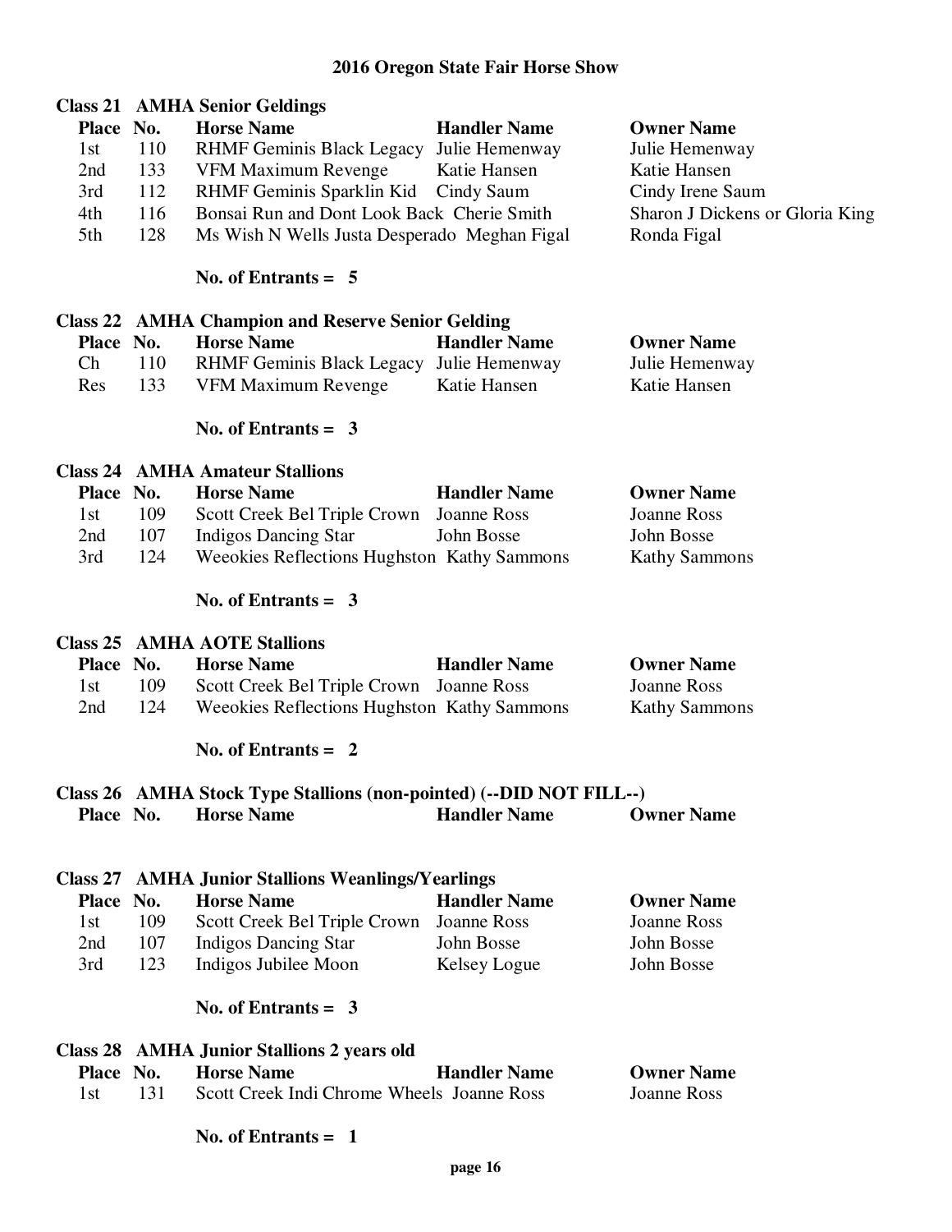# 2016 Oregon State Fair Horse Show

## Class 21 AMHA Senior Geldings

| Place | No. | Horse Name | Handler Name | Owner Name |
|---|---|---|---|---|
| 1st | 110 | RHMF Geminis Black Legacy | Julie Hemenway | Julie Hemenway |
| 2nd | 133 | VFM Maximum Revenge | Katie Hansen | Katie Hansen |
| 3rd | 112 | RHMF Geminis Sparklin Kid | Cindy Saum | Cindy Irene Saum |
| 4th | 116 | Bonsai Run and Dont Look Back | Cherie Smith | Sharon J Dickens or Gloria King |
| 5th | 128 | Ms Wish N Wells Justa Desperado | Meghan Figal | Ronda Figal |

**No. of Entrants = 5**

## Class 22 AMHA Champion and Reserve Senior Gelding

| Place | No. | Horse Name | Handler Name | Owner Name |
|---|---|---|---|---|
| Ch | 110 | RHMF Geminis Black Legacy | Julie Hemenway | Julie Hemenway |
| Res | 133 | VFM Maximum Revenge | Katie Hansen | Katie Hansen |

**No. of Entrants = 3**

## Class 24 AMHA Amateur Stallions

| Place | No. | Horse Name | Handler Name | Owner Name |
|---|---|---|---|---|
| 1st | 109 | Scott Creek Bel Triple Crown | Joanne Ross | Joanne Ross |
| 2nd | 107 | Indigos Dancing Star | John Bosse | John Bosse |
| 3rd | 124 | Weeokies Reflections Hughston | Kathy Sammons | Kathy Sammons |

**No. of Entrants = 3**

## Class 25 AMHA AOTE Stallions

| Place | No. | Horse Name | Handler Name | Owner Name |
|---|---|---|---|---|
| 1st | 109 | Scott Creek Bel Triple Crown | Joanne Ross | Joanne Ross |
| 2nd | 124 | Weeokies Reflections Hughston | Kathy Sammons | Kathy Sammons |

**No. of Entrants = 2**

## Class 26 AMHA Stock Type Stallions (non-pointed) (--DID NOT FILL--)

| Place | No. | Horse Name | Handler Name | Owner Name |
|---|---|---|---|---|

## Class 27 AMHA Junior Stallions Weanlings/Yearlings

| Place | No. | Horse Name | Handler Name | Owner Name |
|---|---|---|---|---|
| 1st | 109 | Scott Creek Bel Triple Crown | Joanne Ross | Joanne Ross |
| 2nd | 107 | Indigos Dancing Star | John Bosse | John Bosse |
| 3rd | 123 | Indigos Jubilee Moon | Kelsey Logue | John Bosse |

**No. of Entrants = 3**

## Class 28 AMHA Junior Stallions 2 years old

| Place | No. | Horse Name | Handler Name | Owner Name |
|---|---|---|---|---|
| 1st | 131 | Scott Creek Indi Chrome Wheels | Joanne Ross | Joanne Ross |

**No. of Entrants = 1**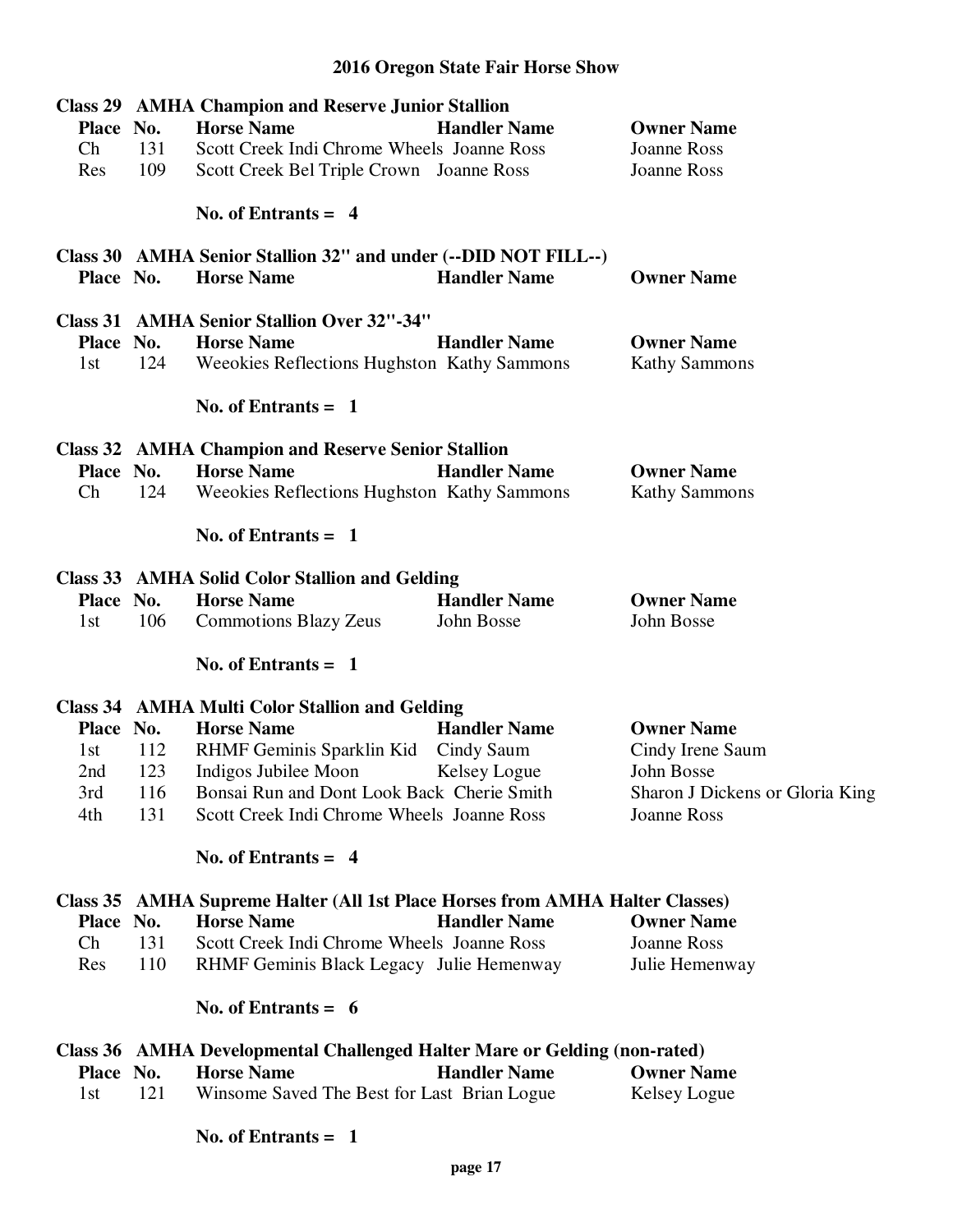# 2016 Oregon State Fair Horse Show

## Class 29 AMHA Champion and Reserve Junior Stallion

| Place | No. | Horse Name | Handler Name | Owner Name |
|---|---|---|---|---|
| Ch | 131 | Scott Creek Indi Chrome Wheels | Joanne Ross | Joanne Ross |
| Res | 109 | Scott Creek Bel Triple Crown | Joanne Ross | Joanne Ross |

**No. of Entrants = 4**

## Class 30 AMHA Senior Stallion 32" and under (--DID NOT FILL--)

| Place | No. | Horse Name | Handler Name | Owner Name |
|---|---|---|---|---|

## Class 31 AMHA Senior Stallion Over 32"-34"

| Place | No. | Horse Name | Handler Name | Owner Name |
|---|---|---|---|---|
| 1st | 124 | Weeokies Reflections Hughston | Kathy Sammons | Kathy Sammons |

**No. of Entrants = 1**

## Class 32 AMHA Champion and Reserve Senior Stallion

| Place | No. | Horse Name | Handler Name | Owner Name |
|---|---|---|---|---|
| Ch | 124 | Weeokies Reflections Hughston | Kathy Sammons | Kathy Sammons |

**No. of Entrants = 1**

## Class 33 AMHA Solid Color Stallion and Gelding

| Place | No. | Horse Name | Handler Name | Owner Name |
|---|---|---|---|---|
| 1st | 106 | Commotions Blazy Zeus | John Bosse | John Bosse |

**No. of Entrants = 1**

## Class 34 AMHA Multi Color Stallion and Gelding

| Place | No. | Horse Name | Handler Name | Owner Name |
|---|---|---|---|---|
| 1st | 112 | RHMF Geminis Sparklin Kid | Cindy Saum | Cindy Irene Saum |
| 2nd | 123 | Indigos Jubilee Moon | Kelsey Logue | John Bosse |
| 3rd | 116 | Bonsai Run and Dont Look Back | Cherie Smith | Sharon J Dickens or Gloria King |
| 4th | 131 | Scott Creek Indi Chrome Wheels | Joanne Ross | Joanne Ross |

**No. of Entrants = 4**

## Class 35 AMHA Supreme Halter (All 1st Place Horses from AMHA Halter Classes)

| Place | No. | Horse Name | Handler Name | Owner Name |
|---|---|---|---|---|
| Ch | 131 | Scott Creek Indi Chrome Wheels | Joanne Ross | Joanne Ross |
| Res | 110 | RHMF Geminis Black Legacy | Julie Hemenway | Julie Hemenway |

**No. of Entrants = 6**

## Class 36 AMHA Developmental Challenged Halter Mare or Gelding (non-rated)

| Place | No. | Horse Name | Handler Name | Owner Name |
|---|---|---|---|---|
| 1st | 121 | Winsome Saved The Best for Last | Brian Logue | Kelsey Logue |

**No. of Entrants = 1**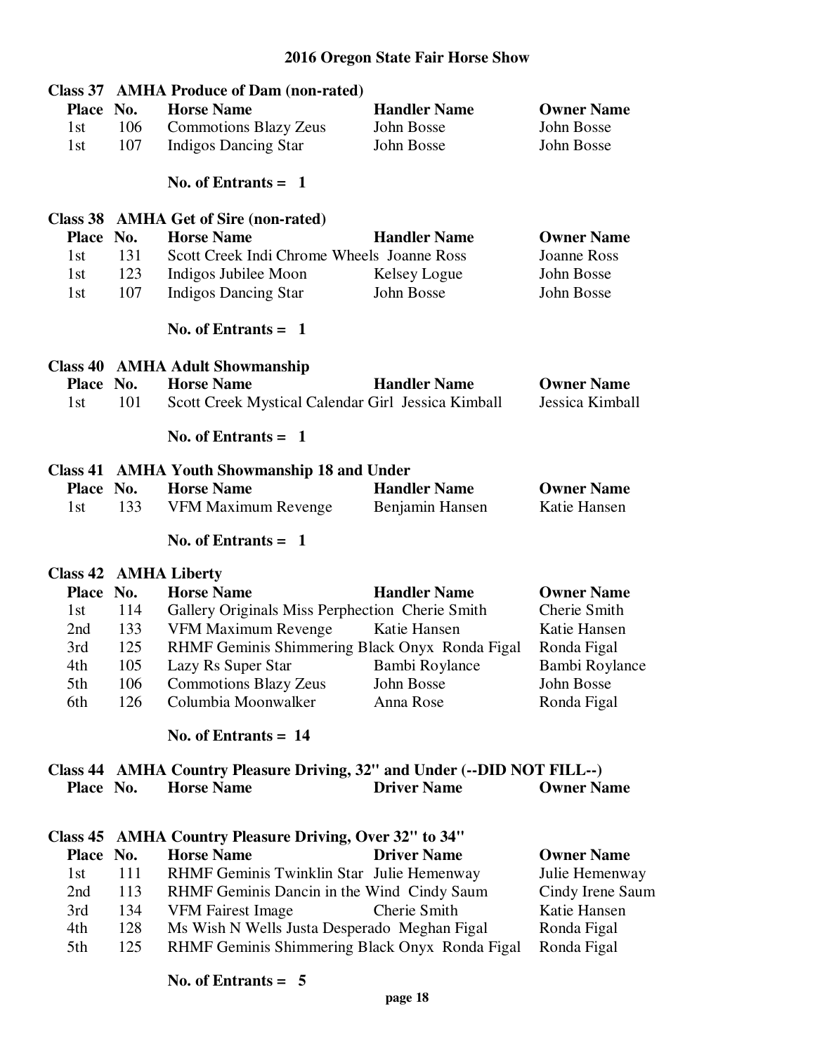# 2016 Oregon State Fair Horse Show

## Class 37 AMHA Produce of Dam (non-rated)

| Place | No. | Horse Name | Handler Name | Owner Name |
|---|---|---|---|---|
| 1st | 106 | Commotions Blazy Zeus | John Bosse | John Bosse |
| 1st | 107 | Indigos Dancing Star | John Bosse | John Bosse |

**No. of Entrants = 1**

## Class 38 AMHA Get of Sire (non-rated)

| Place | No. | Horse Name | Handler Name | Owner Name |
|---|---|---|---|---|
| 1st | 131 | Scott Creek Indi Chrome Wheels | Joanne Ross | Joanne Ross |
| 1st | 123 | Indigos Jubilee Moon | Kelsey Logue | John Bosse |
| 1st | 107 | Indigos Dancing Star | John Bosse | John Bosse |

**No. of Entrants = 1**

## Class 40 AMHA Adult Showmanship

| Place | No. | Horse Name | Handler Name | Owner Name |
|---|---|---|---|---|
| 1st | 101 | Scott Creek Mystical Calendar Girl | Jessica Kimball | Jessica Kimball |

**No. of Entrants = 1**

## Class 41 AMHA Youth Showmanship 18 and Under

| Place | No. | Horse Name | Handler Name | Owner Name |
|---|---|---|---|---|
| 1st | 133 | VFM Maximum Revenge | Benjamin Hansen | Katie Hansen |

**No. of Entrants = 1**

## Class 42 AMHA Liberty

| Place | No. | Horse Name | Handler Name | Owner Name |
|---|---|---|---|---|
| 1st | 114 | Gallery Originals Miss Perphection | Cherie Smith | Cherie Smith |
| 2nd | 133 | VFM Maximum Revenge | Katie Hansen | Katie Hansen |
| 3rd | 125 | RHMF Geminis Shimmering Black Onyx | Ronda Figal | Ronda Figal |
| 4th | 105 | Lazy Rs Super Star | Bambi Roylance | Bambi Roylance |
| 5th | 106 | Commotions Blazy Zeus | John Bosse | John Bosse |
| 6th | 126 | Columbia Moonwalker | Anna Rose | Ronda Figal |

**No. of Entrants = 14**

## Class 44 AMHA Country Pleasure Driving, 32" and Under (--DID NOT FILL--)

| Place | No. | Horse Name | Driver Name | Owner Name |
|---|---|---|---|---|

## Class 45 AMHA Country Pleasure Driving, Over 32" to 34"

| Place | No. | Horse Name | Driver Name | Owner Name |
|---|---|---|---|---|
| 1st | 111 | RHMF Geminis Twinklin Star | Julie Hemenway | Julie Hemenway |
| 2nd | 113 | RHMF Geminis Dancin in the Wind | Cindy Saum | Cindy Irene Saum |
| 3rd | 134 | VFM Fairest Image | Cherie Smith | Katie Hansen |
| 4th | 128 | Ms Wish N Wells Justa Desperado | Meghan Figal | Ronda Figal |
| 5th | 125 | RHMF Geminis Shimmering Black Onyx | Ronda Figal | Ronda Figal |

**No. of Entrants = 5**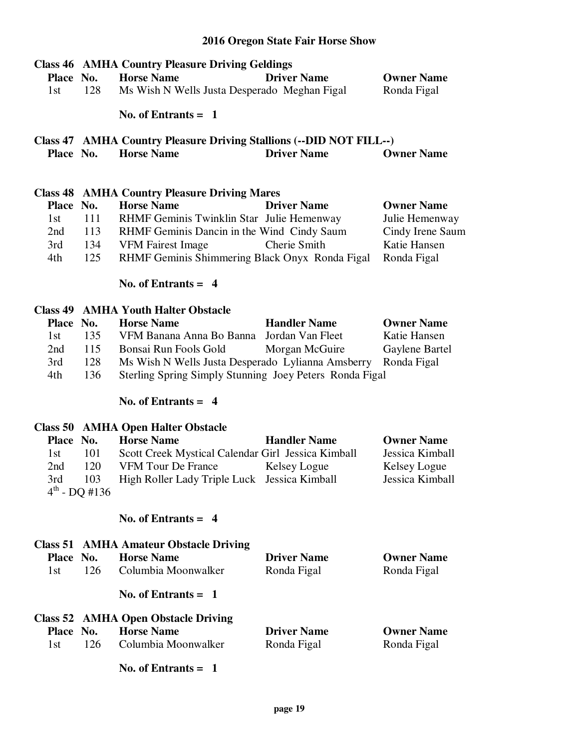# 2016 Oregon State Fair Horse Show

## Class 46 AMHA Country Pleasure Driving Geldings

| Place | No. | Horse Name | Driver Name | Owner Name |
|---|---|---|---|---|
| 1st | 128 | Ms Wish N Wells Justa Desperado | Meghan Figal | Ronda Figal |

**No. of Entrants = 1**

## Class 47 AMHA Country Pleasure Driving Stallions (--DID NOT FILL--)

| Place | No. | Horse Name | Driver Name | Owner Name |
|---|---|---|---|---|

## Class 48 AMHA Country Pleasure Driving Mares

| Place | No. | Horse Name | Driver Name | Owner Name |
|---|---|---|---|---|
| 1st | 111 | RHMF Geminis Twinklin Star | Julie Hemenway | Julie Hemenway |
| 2nd | 113 | RHMF Geminis Dancin in the Wind | Cindy Saum | Cindy Irene Saum |
| 3rd | 134 | VFM Fairest Image | Cherie Smith | Katie Hansen |
| 4th | 125 | RHMF Geminis Shimmering Black Onyx | Ronda Figal | Ronda Figal |

**No. of Entrants = 4**

## Class 49 AMHA Youth Halter Obstacle

| Place | No. | Horse Name | Handler Name | Owner Name |
|---|---|---|---|---|
| 1st | 135 | VFM Banana Anna Bo Banna | Jordan Van Fleet | Katie Hansen |
| 2nd | 115 | Bonsai Run Fools Gold | Morgan McGuire | Gaylene Bartel |
| 3rd | 128 | Ms Wish N Wells Justa Desperado | Lylianna Amsberry | Ronda Figal |
| 4th | 136 | Sterling Spring Simply Stunning | Joey Peters | Ronda Figal |

**No. of Entrants = 4**

## Class 50 AMHA Open Halter Obstacle

| Place | No. | Horse Name | Handler Name | Owner Name |
|---|---|---|---|---|
| 1st | 101 | Scott Creek Mystical Calendar Girl | Jessica Kimball | Jessica Kimball |
| 2nd | 120 | VFM Tour De France | Kelsey Logue | Kelsey Logue |
| 3rd | 103 | High Roller Lady Triple Luck | Jessica Kimball | Jessica Kimball |
| 4th - DQ #136 | | | | |

**No. of Entrants = 4**

## Class 51 AMHA Amateur Obstacle Driving

| Place | No. | Horse Name | Driver Name | Owner Name |
|---|---|---|---|---|
| 1st | 126 | Columbia Moonwalker | Ronda Figal | Ronda Figal |

**No. of Entrants = 1**

## Class 52 AMHA Open Obstacle Driving

| Place | No. | Horse Name | Driver Name | Owner Name |
|---|---|---|---|---|
| 1st | 126 | Columbia Moonwalker | Ronda Figal | Ronda Figal |

**No. of Entrants = 1**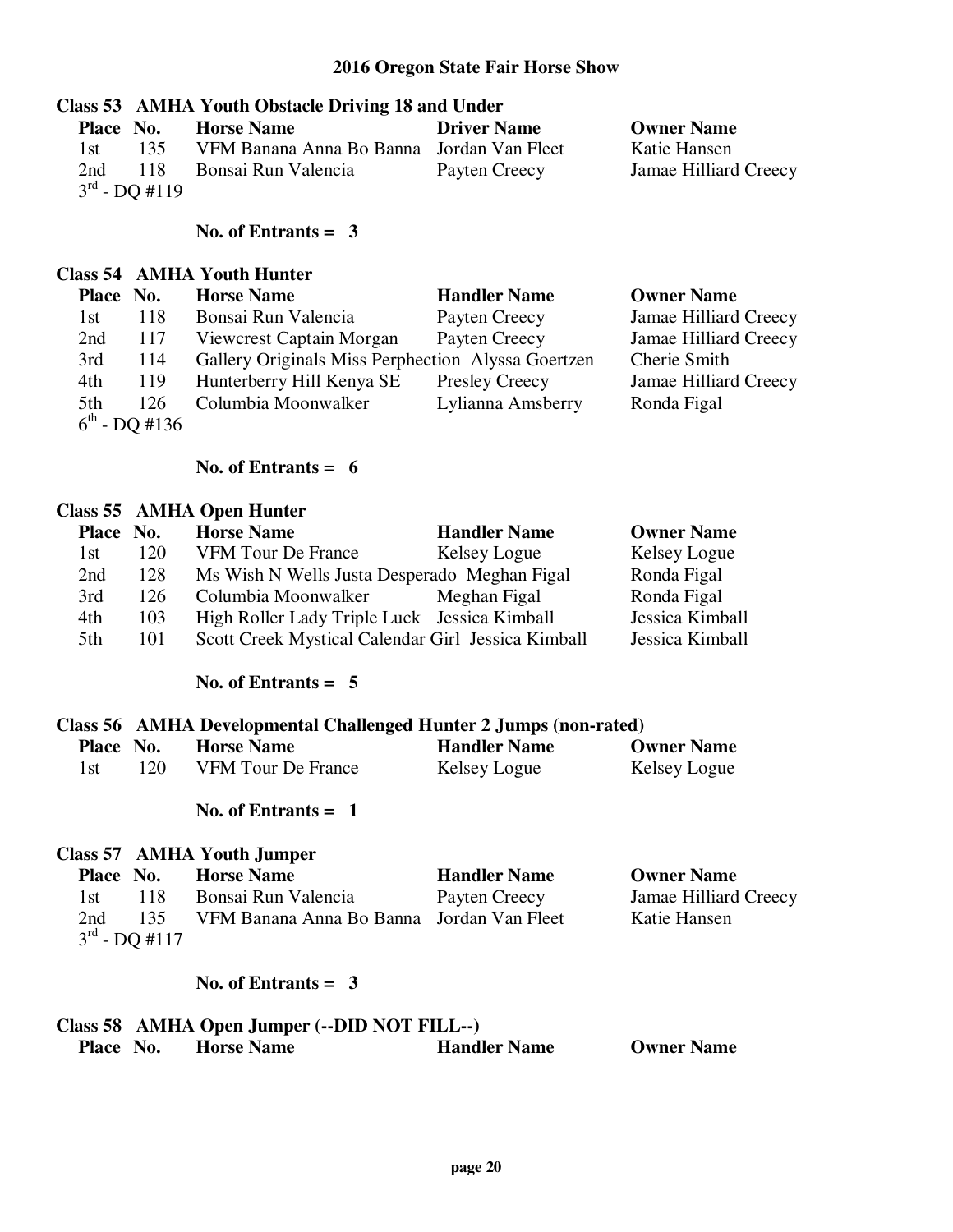# 2016 Oregon State Fair Horse Show

## Class 53 AMHA Youth Obstacle Driving 18 and Under

| Place | No. | Horse Name | Driver Name | Owner Name |
|---|---|---|---|---|
| 1st | 135 | VFM Banana Anna Bo Banna | Jordan Van Fleet | Katie Hansen |
| 2nd | 118 | Bonsai Run Valencia | Payten Creecy | Jamae Hilliard Creecy |
| 3rd - DQ #119 | | | | |

**No. of Entrants = 3**

## Class 54 AMHA Youth Hunter

| Place | No. | Horse Name | Handler Name | Owner Name |
|---|---|---|---|---|
| 1st | 118 | Bonsai Run Valencia | Payten Creecy | Jamae Hilliard Creecy |
| 2nd | 117 | Viewcrest Captain Morgan | Payten Creecy | Jamae Hilliard Creecy |
| 3rd | 114 | Gallery Originals Miss Perphection | Alyssa Goertzen | Cherie Smith |
| 4th | 119 | Hunterberry Hill Kenya SE | Presley Creecy | Jamae Hilliard Creecy |
| 5th | 126 | Columbia Moonwalker | Lylianna Amsberry | Ronda Figal |
| 6th - DQ #136 | | | | |

**No. of Entrants = 6**

## Class 55 AMHA Open Hunter

| Place | No. | Horse Name | Handler Name | Owner Name |
|---|---|---|---|---|
| 1st | 120 | VFM Tour De France | Kelsey Logue | Kelsey Logue |
| 2nd | 128 | Ms Wish N Wells Justa Desperado | Meghan Figal | Ronda Figal |
| 3rd | 126 | Columbia Moonwalker | Meghan Figal | Ronda Figal |
| 4th | 103 | High Roller Lady Triple Luck | Jessica Kimball | Jessica Kimball |
| 5th | 101 | Scott Creek Mystical Calendar Girl | Jessica Kimball | Jessica Kimball |

**No. of Entrants = 5**

## Class 56 AMHA Developmental Challenged Hunter 2 Jumps (non-rated)

| Place | No. | Horse Name | Handler Name | Owner Name |
|---|---|---|---|---|
| 1st | 120 | VFM Tour De France | Kelsey Logue | Kelsey Logue |

**No. of Entrants = 1**

## Class 57 AMHA Youth Jumper

| Place | No. | Horse Name | Handler Name | Owner Name |
|---|---|---|---|---|
| 1st | 118 | Bonsai Run Valencia | Payten Creecy | Jamae Hilliard Creecy |
| 2nd | 135 | VFM Banana Anna Bo Banna | Jordan Van Fleet | Katie Hansen |
| 3rd - DQ #117 | | | | |

**No. of Entrants = 3**

## Class 58 AMHA Open Jumper (--DID NOT FILL--)

| Place | No. | Horse Name | Handler Name | Owner Name |
|---|---|---|---|---|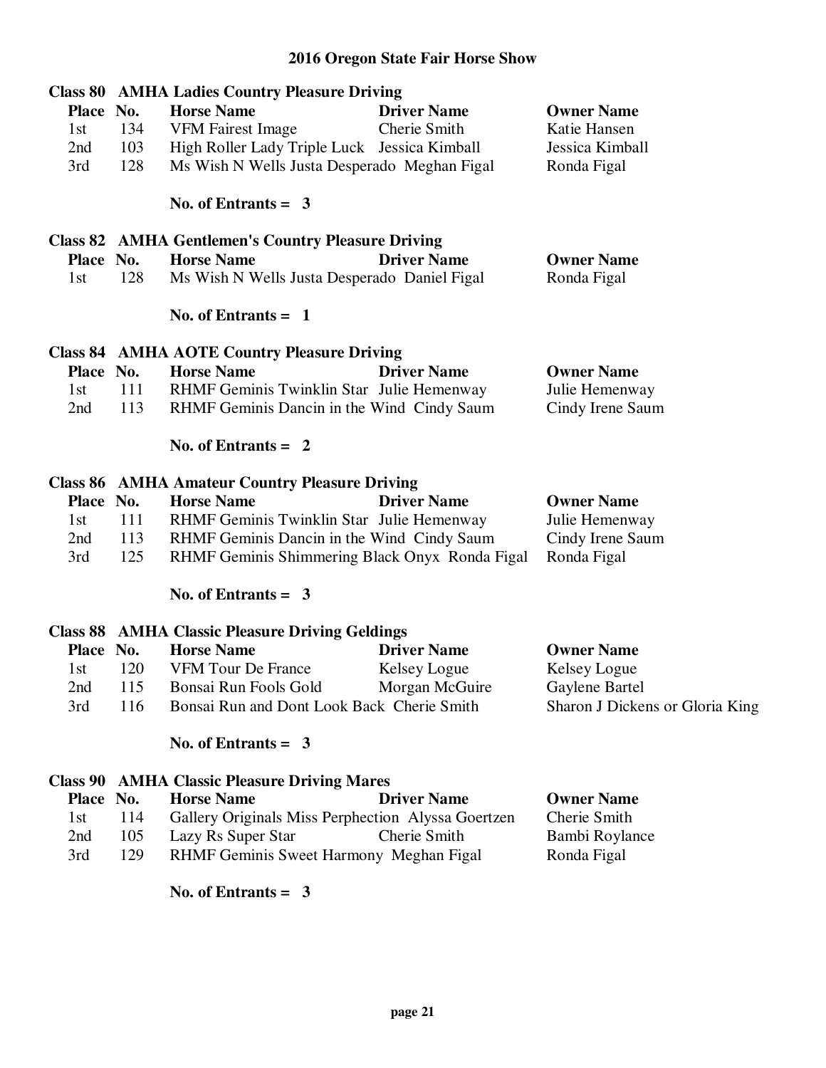# 2016 Oregon State Fair Horse Show

## Class 80 AMHA Ladies Country Pleasure Driving

| Place | No. | Horse Name | Driver Name | Owner Name |
|---|---|---|---|---|
| 1st | 134 | VFM Fairest Image | Cherie Smith | Katie Hansen |
| 2nd | 103 | High Roller Lady Triple Luck | Jessica Kimball | Jessica Kimball |
| 3rd | 128 | Ms Wish N Wells Justa Desperado | Meghan Figal | Ronda Figal |

**No. of Entrants = 3**

## Class 82 AMHA Gentlemen's Country Pleasure Driving

| Place | No. | Horse Name | Driver Name | Owner Name |
|---|---|---|---|---|
| 1st | 128 | Ms Wish N Wells Justa Desperado | Daniel Figal | Ronda Figal |

**No. of Entrants = 1**

## Class 84 AMHA AOTE Country Pleasure Driving

| Place | No. | Horse Name | Driver Name | Owner Name |
|---|---|---|---|---|
| 1st | 111 | RHMF Geminis Twinklin Star | Julie Hemenway | Julie Hemenway |
| 2nd | 113 | RHMF Geminis Dancin in the Wind | Cindy Saum | Cindy Irene Saum |

**No. of Entrants = 2**

## Class 86 AMHA Amateur Country Pleasure Driving

| Place | No. | Horse Name | Driver Name | Owner Name |
|---|---|---|---|---|
| 1st | 111 | RHMF Geminis Twinklin Star | Julie Hemenway | Julie Hemenway |
| 2nd | 113 | RHMF Geminis Dancin in the Wind | Cindy Saum | Cindy Irene Saum |
| 3rd | 125 | RHMF Geminis Shimmering Black Onyx | Ronda Figal | Ronda Figal |

**No. of Entrants = 3**

## Class 88 AMHA Classic Pleasure Driving Geldings

| Place | No. | Horse Name | Driver Name | Owner Name |
|---|---|---|---|---|
| 1st | 120 | VFM Tour De France | Kelsey Logue | Kelsey Logue |
| 2nd | 115 | Bonsai Run Fools Gold | Morgan McGuire | Gaylene Bartel |
| 3rd | 116 | Bonsai Run and Dont Look Back | Cherie Smith | Sharon J Dickens or Gloria King |

**No. of Entrants = 3**

## Class 90 AMHA Classic Pleasure Driving Mares

| Place | No. | Horse Name | Driver Name | Owner Name |
|---|---|---|---|---|
| 1st | 114 | Gallery Originals Miss Perphection | Alyssa Goertzen | Cherie Smith |
| 2nd | 105 | Lazy Rs Super Star | Cherie Smith | Bambi Roylance |
| 3rd | 129 | RHMF Geminis Sweet Harmony | Meghan Figal | Ronda Figal |

**No. of Entrants = 3**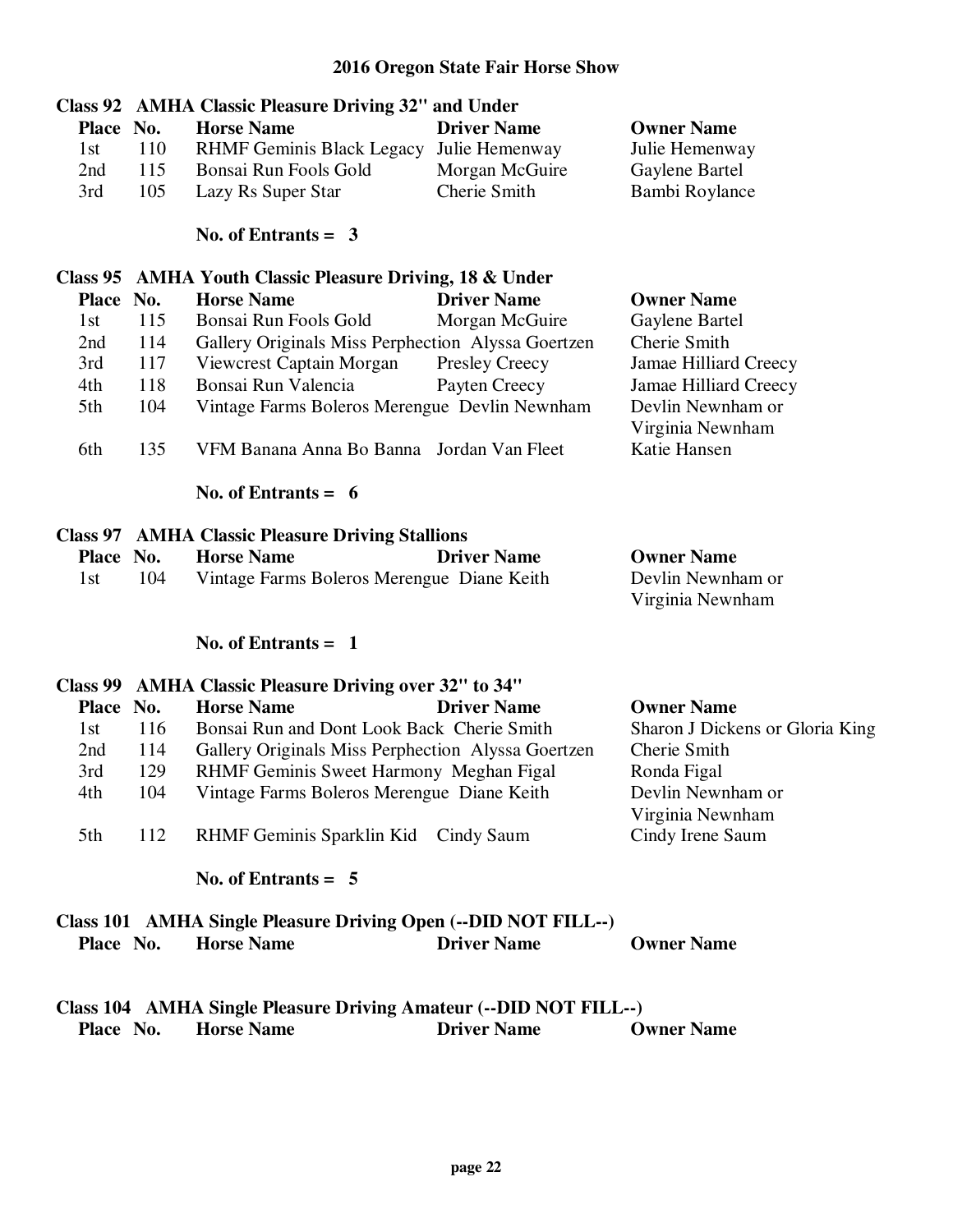# 2016 Oregon State Fair Horse Show

## Class 92 AMHA Classic Pleasure Driving 32" and Under

| Place | No. | Horse Name | Driver Name | Owner Name |
|---|---|---|---|---|
| 1st | 110 | RHMF Geminis Black Legacy | Julie Hemenway | Julie Hemenway |
| 2nd | 115 | Bonsai Run Fools Gold | Morgan McGuire | Gaylene Bartel |
| 3rd | 105 | Lazy Rs Super Star | Cherie Smith | Bambi Roylance |

**No. of Entrants = 3**

## Class 95 AMHA Youth Classic Pleasure Driving, 18 & Under

| Place | No. | Horse Name | Driver Name | Owner Name |
|---|---|---|---|---|
| 1st | 115 | Bonsai Run Fools Gold | Morgan McGuire | Gaylene Bartel |
| 2nd | 114 | Gallery Originals Miss Perphection | Alyssa Goertzen | Cherie Smith |
| 3rd | 117 | Viewcrest Captain Morgan | Presley Creecy | Jamae Hilliard Creecy |
| 4th | 118 | Bonsai Run Valencia | Payten Creecy | Jamae Hilliard Creecy |
| 5th | 104 | Vintage Farms Boleros Merengue | Devlin Newnham | Devlin Newnham or Virginia Newnham |
| 6th | 135 | VFM Banana Anna Bo Banna | Jordan Van Fleet | Katie Hansen |

**No. of Entrants = 6**

## Class 97 AMHA Classic Pleasure Driving Stallions

| Place | No. | Horse Name | Driver Name | Owner Name |
|---|---|---|---|---|
| 1st | 104 | Vintage Farms Boleros Merengue | Diane Keith | Devlin Newnham or Virginia Newnham |

**No. of Entrants = 1**

## Class 99 AMHA Classic Pleasure Driving over 32" to 34"

| Place | No. | Horse Name | Driver Name | Owner Name |
|---|---|---|---|---|
| 1st | 116 | Bonsai Run and Dont Look Back | Cherie Smith | Sharon J Dickens or Gloria King |
| 2nd | 114 | Gallery Originals Miss Perphection | Alyssa Goertzen | Cherie Smith |
| 3rd | 129 | RHMF Geminis Sweet Harmony | Meghan Figal | Ronda Figal |
| 4th | 104 | Vintage Farms Boleros Merengue | Diane Keith | Devlin Newnham or Virginia Newnham |
| 5th | 112 | RHMF Geminis Sparklin Kid | Cindy Saum | Cindy Irene Saum |

**No. of Entrants = 5**

## Class 101 AMHA Single Pleasure Driving Open (--DID NOT FILL--)

| Place | No. | Horse Name | Driver Name | Owner Name |
|---|---|---|---|---|

## Class 104 AMHA Single Pleasure Driving Amateur (--DID NOT FILL--)

| Place | No. | Horse Name | Driver Name | Owner Name |
|---|---|---|---|---|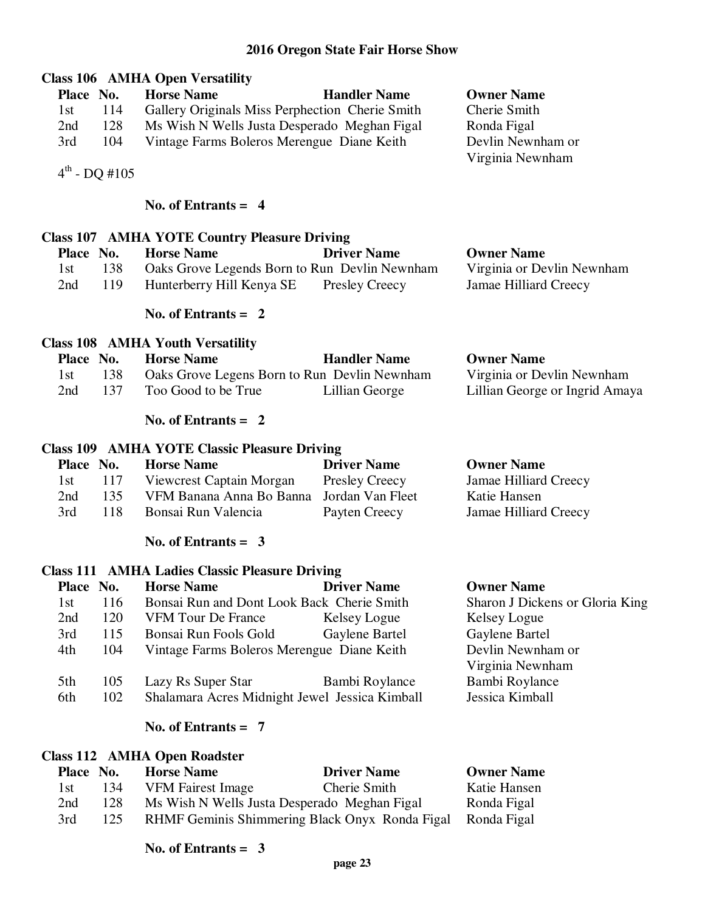# 2016 Oregon State Fair Horse Show

## Class 106 AMHA Open Versatility

| Place | No. | Horse Name | Handler Name | Owner Name |
|---|---|---|---|---|
| 1st | 114 | Gallery Originals Miss Perphection | Cherie Smith | Cherie Smith |
| 2nd | 128 | Ms Wish N Wells Justa Desperado | Meghan Figal | Ronda Figal |
| 3rd | 104 | Vintage Farms Boleros Merengue | Diane Keith | Devlin Newnham or Virginia Newnham |

4th - DQ #105

**No. of Entrants = 4**

## Class 107 AMHA YOTE Country Pleasure Driving

| Place | No. | Horse Name | Driver Name | Owner Name |
|---|---|---|---|---|
| 1st | 138 | Oaks Grove Legends Born to Run | Devlin Newnham | Virginia or Devlin Newnham |
| 2nd | 119 | Hunterberry Hill Kenya SE | Presley Creecy | Jamae Hilliard Creecy |

**No. of Entrants = 2**

## Class 108 AMHA Youth Versatility

| Place | No. | Horse Name | Handler Name | Owner Name |
|---|---|---|---|---|
| 1st | 138 | Oaks Grove Legens Born to Run | Devlin Newnham | Virginia or Devlin Newnham |
| 2nd | 137 | Too Good to be True | Lillian George | Lillian George or Ingrid Amaya |

**No. of Entrants = 2**

## Class 109 AMHA YOTE Classic Pleasure Driving

| Place | No. | Horse Name | Driver Name | Owner Name |
|---|---|---|---|---|
| 1st | 117 | Viewcrest Captain Morgan | Presley Creecy | Jamae Hilliard Creecy |
| 2nd | 135 | VFM Banana Anna Bo Banna | Jordan Van Fleet | Katie Hansen |
| 3rd | 118 | Bonsai Run Valencia | Payten Creecy | Jamae Hilliard Creecy |

**No. of Entrants = 3**

## Class 111 AMHA Ladies Classic Pleasure Driving

| Place | No. | Horse Name | Driver Name | Owner Name |
|---|---|---|---|---|
| 1st | 116 | Bonsai Run and Dont Look Back | Cherie Smith | Sharon J Dickens or Gloria King |
| 2nd | 120 | VFM Tour De France | Kelsey Logue | Kelsey Logue |
| 3rd | 115 | Bonsai Run Fools Gold | Gaylene Bartel | Gaylene Bartel |
| 4th | 104 | Vintage Farms Boleros Merengue | Diane Keith | Devlin Newnham or Virginia Newnham |
| 5th | 105 | Lazy Rs Super Star | Bambi Roylance | Bambi Roylance |
| 6th | 102 | Shalamara Acres Midnight Jewel | Jessica Kimball | Jessica Kimball |

**No. of Entrants = 7**

## Class 112 AMHA Open Roadster

| Place | No. | Horse Name | Driver Name | Owner Name |
|---|---|---|---|---|
| 1st | 134 | VFM Fairest Image | Cherie Smith | Katie Hansen |
| 2nd | 128 | Ms Wish N Wells Justa Desperado | Meghan Figal | Ronda Figal |
| 3rd | 125 | RHMF Geminis Shimmering Black Onyx | Ronda Figal | Ronda Figal |

**No. of Entrants = 3**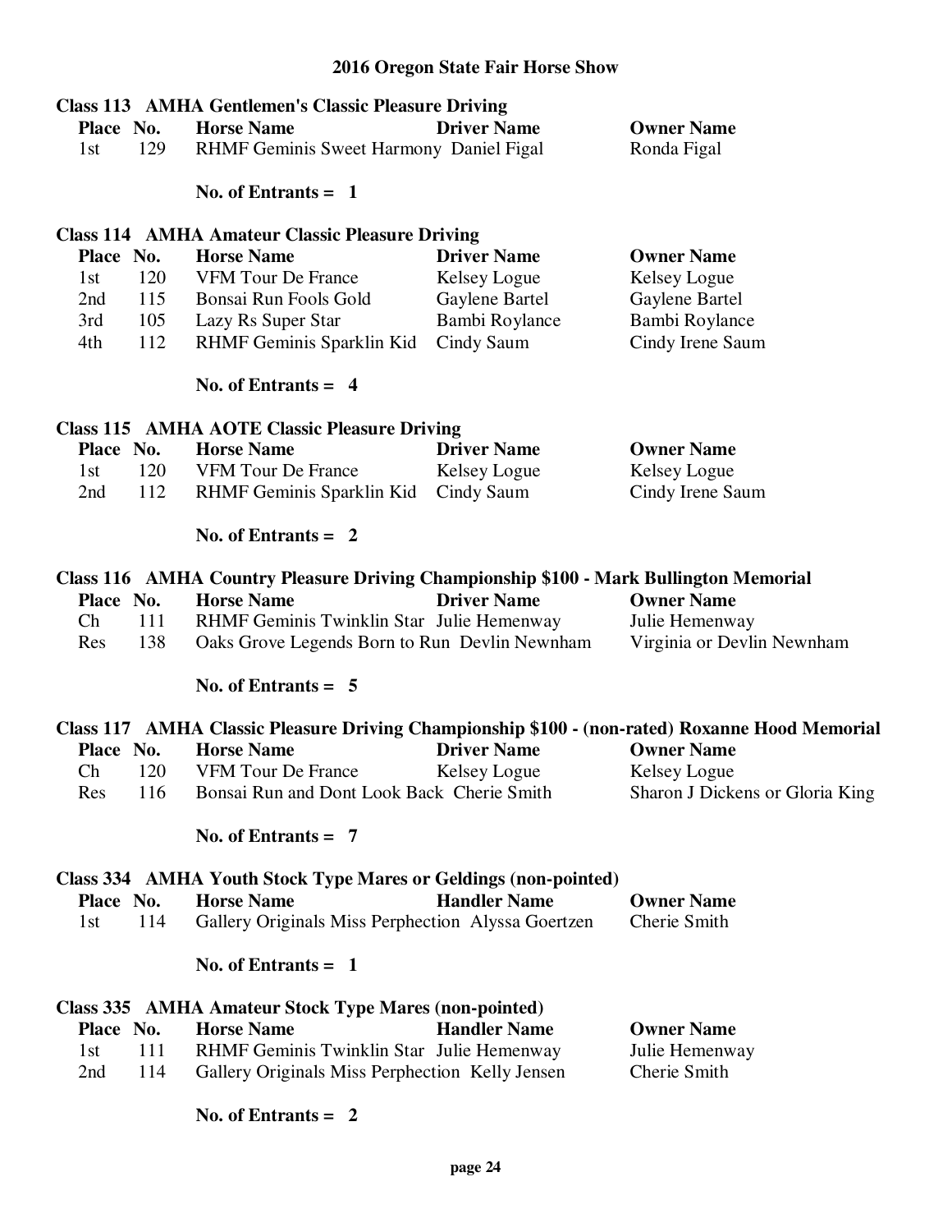# 2016 Oregon State Fair Horse Show

### Class 113 AMHA Gentlemen's Classic Pleasure Driving

| Place | No. | Horse Name | Driver Name | Owner Name |
|---|---|---|---|---|
| 1st | 129 | RHMF Geminis Sweet Harmony | Daniel Figal | Ronda Figal |

**No. of Entrants = 1**

### Class 114 AMHA Amateur Classic Pleasure Driving

| Place | No. | Horse Name | Driver Name | Owner Name |
|---|---|---|---|---|
| 1st | 120 | VFM Tour De France | Kelsey Logue | Kelsey Logue |
| 2nd | 115 | Bonsai Run Fools Gold | Gaylene Bartel | Gaylene Bartel |
| 3rd | 105 | Lazy Rs Super Star | Bambi Roylance | Bambi Roylance |
| 4th | 112 | RHMF Geminis Sparklin Kid | Cindy Saum | Cindy Irene Saum |

**No. of Entrants = 4**

### Class 115 AMHA AOTE Classic Pleasure Driving

| Place | No. | Horse Name | Driver Name | Owner Name |
|---|---|---|---|---|
| 1st | 120 | VFM Tour De France | Kelsey Logue | Kelsey Logue |
| 2nd | 112 | RHMF Geminis Sparklin Kid | Cindy Saum | Cindy Irene Saum |

**No. of Entrants = 2**

### Class 116 AMHA Country Pleasure Driving Championship $100 - Mark Bullington Memorial

| Place | No. | Horse Name | Driver Name | Owner Name |
|---|---|---|---|---|
| Ch | 111 | RHMF Geminis Twinklin Star | Julie Hemenway | Julie Hemenway |
| Res | 138 | Oaks Grove Legends Born to Run | Devlin Newnham | Virginia or Devlin Newnham |

**No. of Entrants = 5**

### Class 117 AMHA Classic Pleasure Driving Championship $100 - (non-rated) Roxanne Hood Memorial

| Place | No. | Horse Name | Driver Name | Owner Name |
|---|---|---|---|---|
| Ch | 120 | VFM Tour De France | Kelsey Logue | Kelsey Logue |
| Res | 116 | Bonsai Run and Dont Look Back | Cherie Smith | Sharon J Dickens or Gloria King |

**No. of Entrants = 7**

### Class 334 AMHA Youth Stock Type Mares or Geldings (non-pointed)

| Place | No. | Horse Name | Handler Name | Owner Name |
|---|---|---|---|---|
| 1st | 114 | Gallery Originals Miss Perphection | Alyssa Goertzen | Cherie Smith |

**No. of Entrants = 1**

### Class 335 AMHA Amateur Stock Type Mares (non-pointed)

| Place | No. | Horse Name | Handler Name | Owner Name |
|---|---|---|---|---|
| 1st | 111 | RHMF Geminis Twinklin Star | Julie Hemenway | Julie Hemenway |
| 2nd | 114 | Gallery Originals Miss Perphection | Kelly Jensen | Cherie Smith |

**No. of Entrants = 2**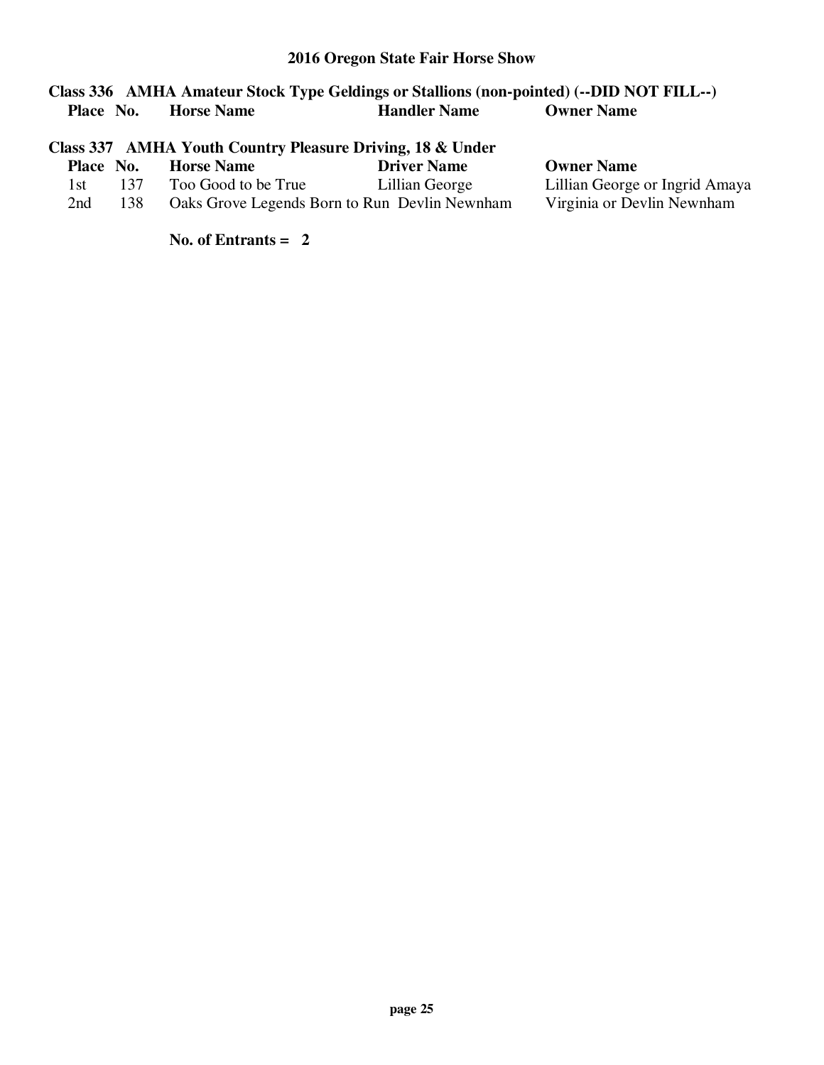# 2016 Oregon State Fair Horse Show

## Class 336 AMHA Amateur Stock Type Geldings or Stallions (non-pointed) (--DID NOT FILL--)

| Place | No. | Horse Name | Handler Name | Owner Name |
| --- | --- | --- | --- | --- |

## Class 337 AMHA Youth Country Pleasure Driving, 18 & Under

| Place | No. | Horse Name | Driver Name | Owner Name |
| --- | --- | --- | --- | --- |
| 1st | 137 | Too Good to be True | Lillian George | Lillian George or Ingrid Amaya |
| 2nd | 138 | Oaks Grove Legends Born to Run | Devlin Newnham | Virginia or Devlin Newnham |

**No. of Entrants = 2**